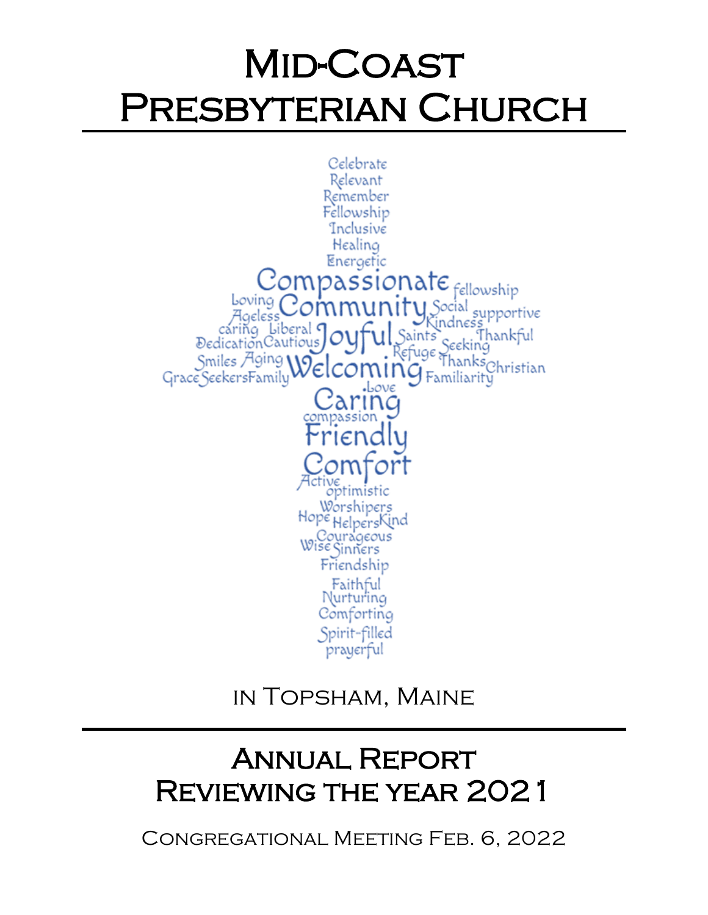# Mid-Coast Presbyterian Church

Celebrate
Relevant
Remember
Fellowship
Inclusive
Healing
Energetic
Compassionate fellowship
Loving Community Social supportive
Ageless Kindness
caring Liberal Joyful Saints Thankful
Dedication Cautious Refuge Seeking
Smiles Aging Welcoming Thanks Christian
Grace Seekers Family Familiarity
Love
Caring
compassion
Friendly
Comfort
Active
optimistic
Worshipers
Hope Helpers Kind
Courageous
Wise Sinners
Friendship
Faithful
Nurturing
Comforting
Spirit-filled
prayerful

in Topsham, Maine

## Annual Report Reviewing the year 2021

Congregational Meeting Feb. 6, 2022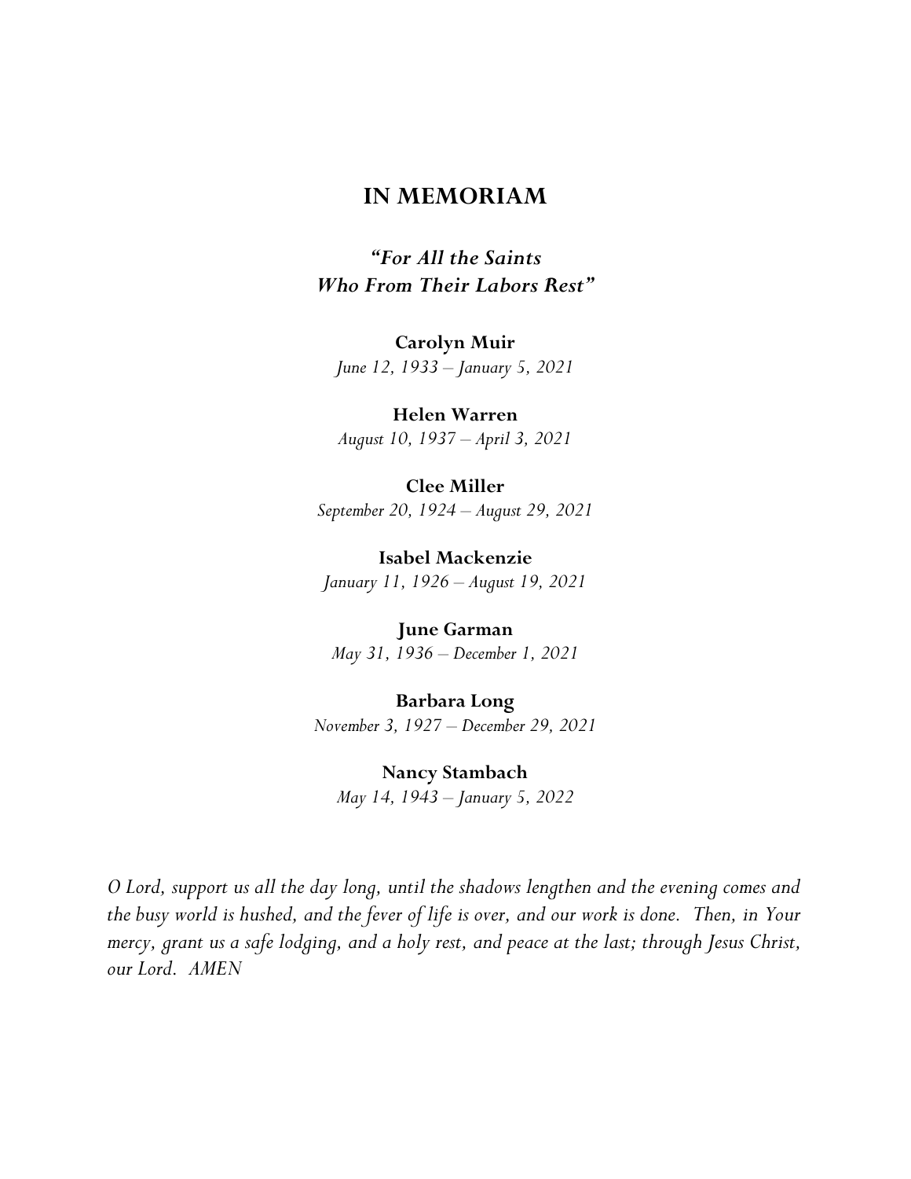## IN MEMORIAM

***"For All the Saints
Who From Their Labors Rest"***

**Carolyn Muir**
*June 12, 1933 – January 5, 2021*

**Helen Warren**
*August 10, 1937 – April 3, 2021*

**Clee Miller**
*September 20, 1924 – August 29, 2021*

**Isabel Mackenzie**
*January 11, 1926 – August 19, 2021*

**June Garman**
*May 31, 1936 – December 1, 2021*

**Barbara Long**
*November 3, 1927 – December 29, 2021*

**Nancy Stambach**
*May 14, 1943 – January 5, 2022*

*O Lord, support us all the day long, until the shadows lengthen and the evening comes and the busy world is hushed, and the fever of life is over, and our work is done. Then, in Your mercy, grant us a safe lodging, and a holy rest, and peace at the last; through Jesus Christ, our Lord. AMEN*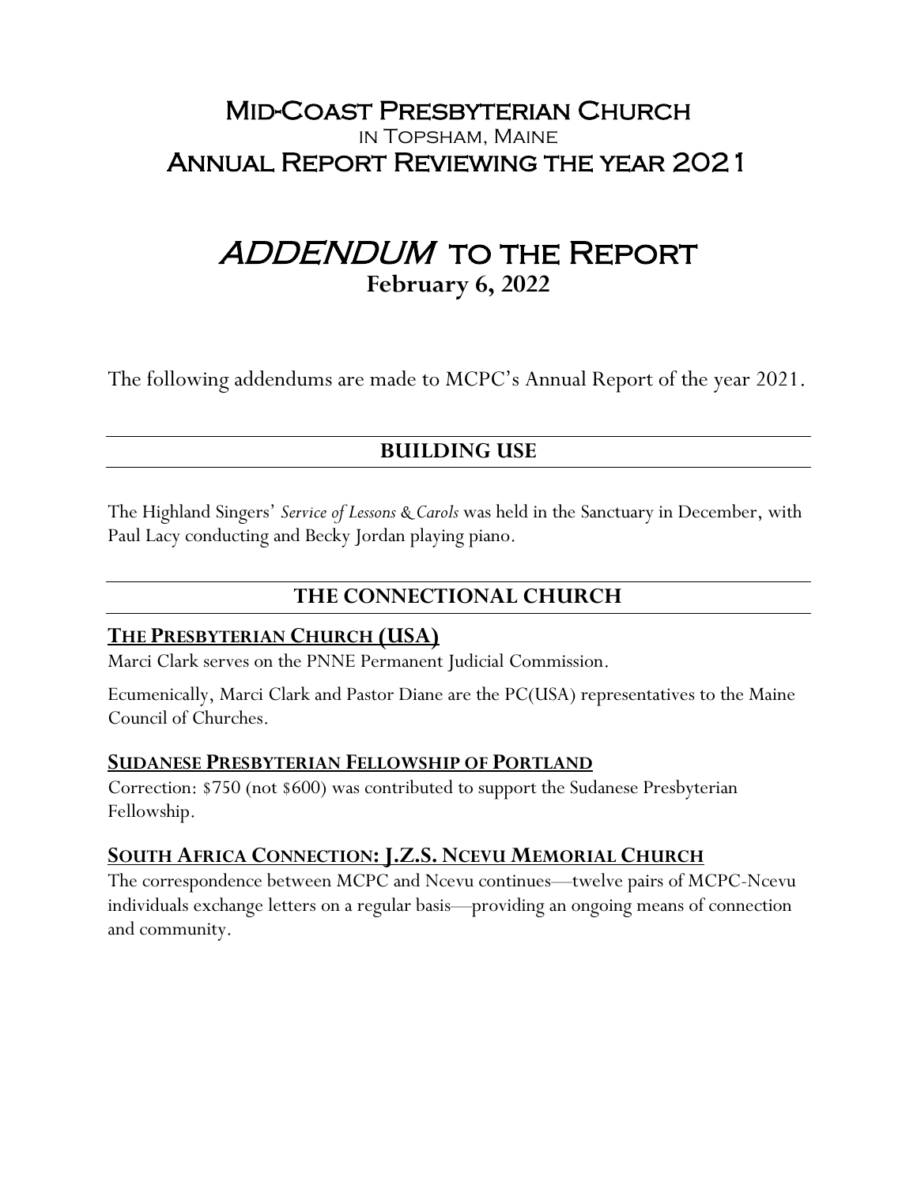# Mid-Coast Presbyterian Church

in Topsham, Maine

# Annual Report Reviewing the year 2021

# *ADDENDUM* to the Report

**February 6, 2022**

The following addendums are made to MCPC's Annual Report of the year 2021.

## BUILDING USE

The Highland Singers' *Service of Lessons & Carols* was held in the Sanctuary in December, with Paul Lacy conducting and Becky Jordan playing piano.

## THE CONNECTIONAL CHURCH

### THE PRESBYTERIAN CHURCH (USA)

Marci Clark serves on the PNNE Permanent Judicial Commission.

Ecumenically, Marci Clark and Pastor Diane are the PC(USA) representatives to the Maine Council of Churches.

### SUDANESE PRESBYTERIAN FELLOWSHIP OF PORTLAND

Correction: $750 (not $600) was contributed to support the Sudanese Presbyterian Fellowship.

### SOUTH AFRICA CONNECTION: J.Z.S. NCEVU MEMORIAL CHURCH

The correspondence between MCPC and Ncevu continues—twelve pairs of MCPC-Ncevu individuals exchange letters on a regular basis—providing an ongoing means of connection and community.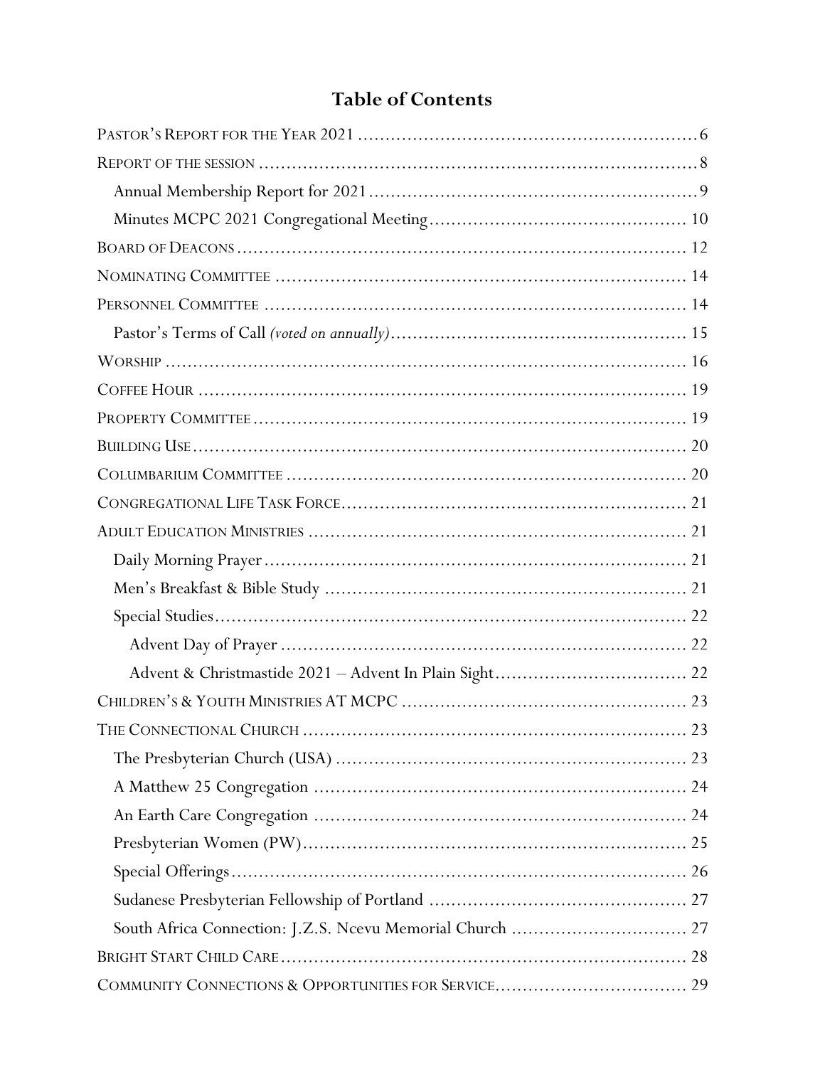# Table of Contents

- Pastor's Report for the Year 2021 ............................................................ 6
- Report of the session ............................................................ 8
  - Annual Membership Report for 2021 ............................................................ 9
  - Minutes MCPC 2021 Congregational Meeting ............................................................ 10
- Board of Deacons ............................................................ 12
- Nominating Committee ............................................................ 14
- Personnel Committee ............................................................ 14
  - Pastor's Terms of Call *(voted on annually)* ............................................................ 15
- Worship ............................................................ 16
- Coffee Hour ............................................................ 19
- Property Committee ............................................................ 19
- Building Use ............................................................ 20
- Columbarium Committee ............................................................ 20
- Congregational Life Task Force ............................................................ 21
- Adult Education Ministries ............................................................ 21
  - Daily Morning Prayer ............................................................ 21
  - Men's Breakfast & Bible Study ............................................................ 21
  - Special Studies ............................................................ 22
    - Advent Day of Prayer ............................................................ 22
    - Advent & Christmastide 2021 – Advent In Plain Sight ............................................................ 22
- Children's & Youth Ministries AT MCPC ............................................................ 23
- The Connectional Church ............................................................ 23
  - The Presbyterian Church (USA) ............................................................ 23
  - A Matthew 25 Congregation ............................................................ 24
  - An Earth Care Congregation ............................................................ 24
  - Presbyterian Women (PW) ............................................................ 25
  - Special Offerings ............................................................ 26
  - Sudanese Presbyterian Fellowship of Portland ............................................................ 27
  - South Africa Connection: J.Z.S. Ncevu Memorial Church ............................................................ 27
- Bright Start Child Care ............................................................ 28
- Community Connections & Opportunities for Service ............................................................ 29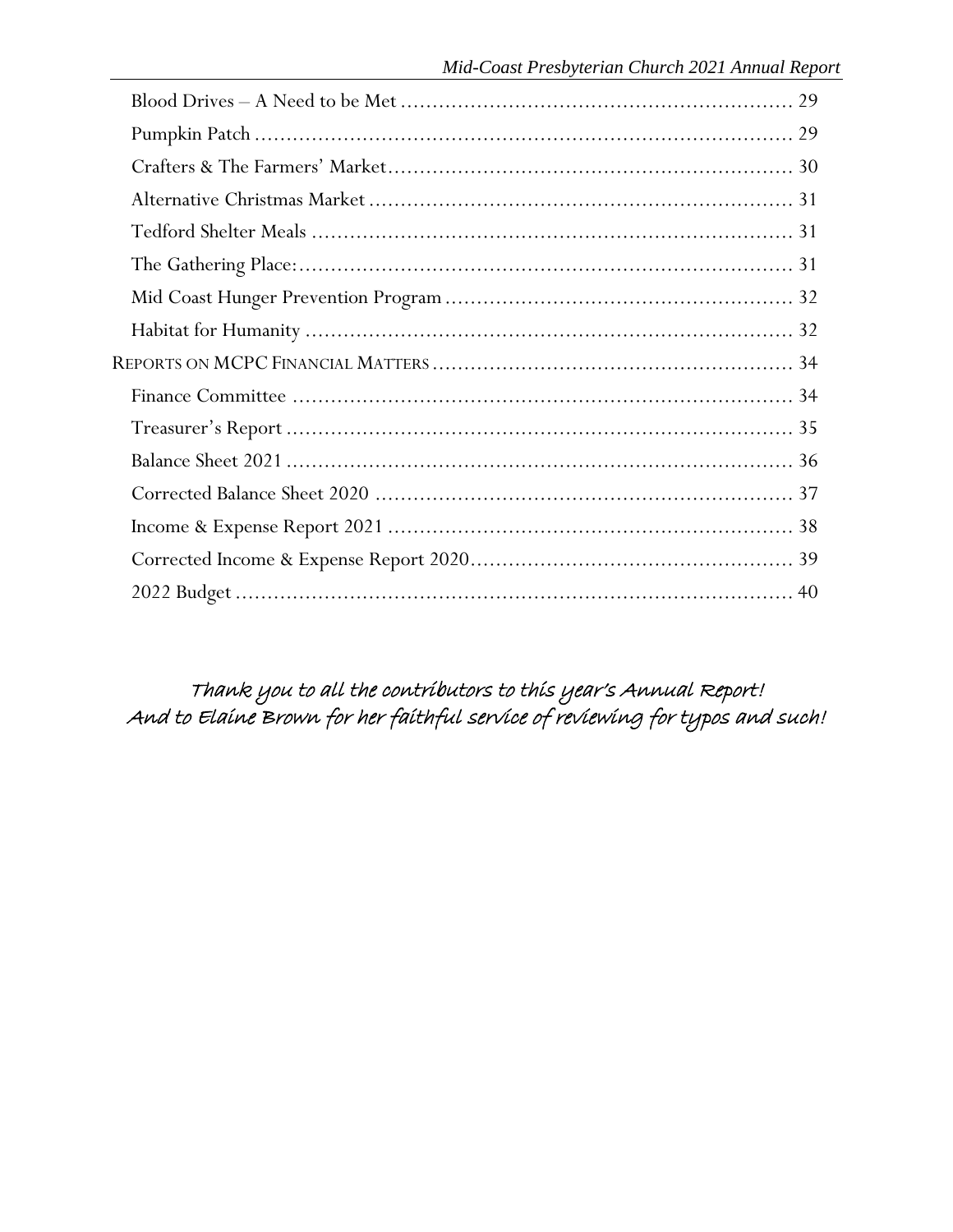- Blood Drives – A Need to be Met ............................................................ 29
- Pumpkin Patch .................................................................................... 29
- Crafters & The Farmers' Market............................................................ 30
- Alternative Christmas Market ................................................................ 31
- Tedford Shelter Meals .......................................................................... 31
- The Gathering Place:............................................................................ 31
- Mid Coast Hunger Prevention Program .................................................... 32
- Habitat for Humanity ........................................................................... 32

REPORTS ON MCPC FINANCIAL MATTERS ....................................................... 34

- Finance Committee ............................................................................. 34
- Treasurer's Report ............................................................................... 35
- Balance Sheet 2021 .............................................................................. 36
- Corrected Balance Sheet 2020 ................................................................ 37
- Income & Expense Report 2021 ............................................................... 38
- Corrected Income & Expense Report 2020.................................................. 39
- 2022 Budget ....................................................................................... 40

*Thank you to all the contributors to this year's Annual Report!*
*And to Elaine Brown for her faithful service of reviewing for typos and such!*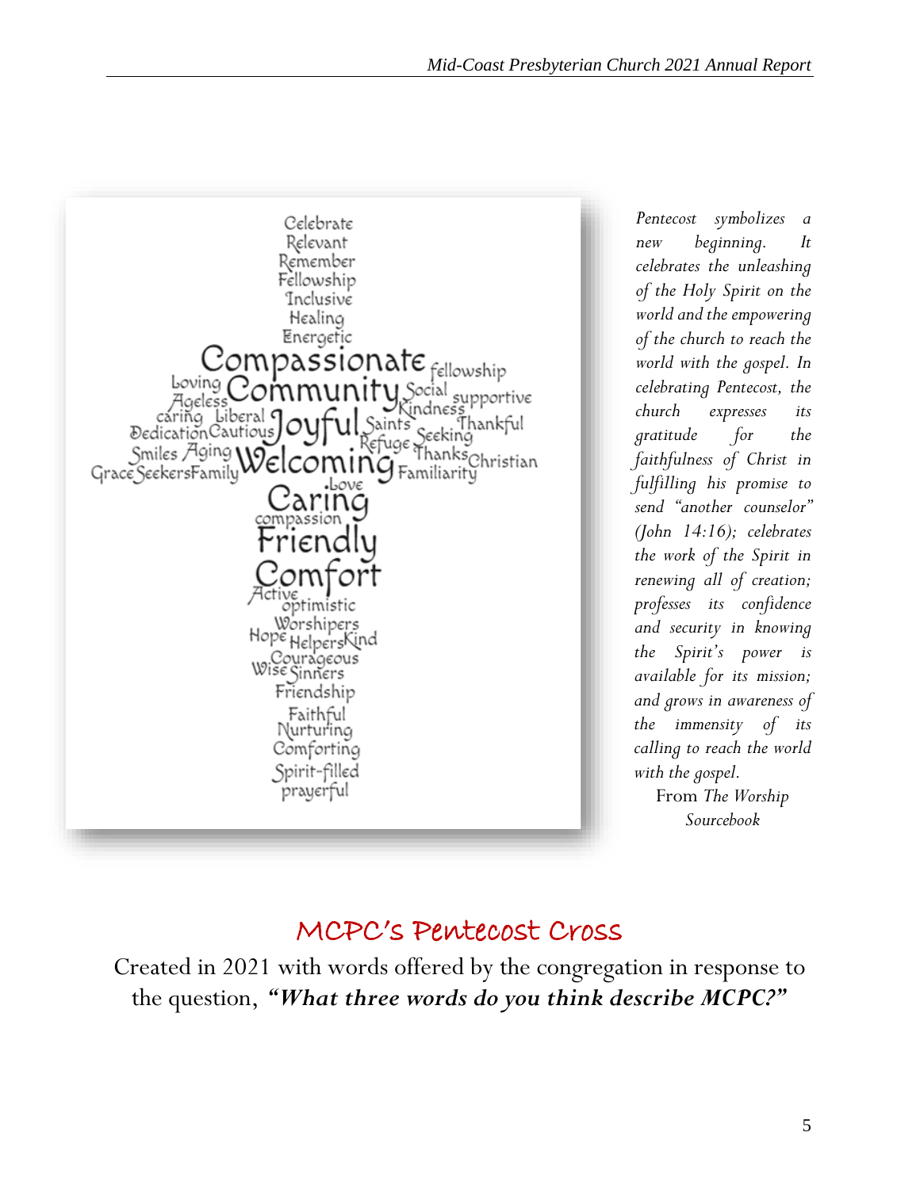Celebrate
Relevant
Remember
Fellowship
Inclusive
Healing
Energetic
Compassionate fellowship
Loving Community Social supportive
Ageless Kindness
caring Liberal Joyful Saints Thankful
Dedication Cautious Refuge Seeking
Smiles Aging Welcoming Thanks Christian
Grace Seekers Family Familiarity
Love
Caring
compassion
Friendly
Comfort
Active
optimistic
Worshipers
Hope Helpers Kind
Courageous
Wise Sinners
Friendship
Faithful
Nurturing
Comforting
Spirit-filled
prayerful

*Pentecost symbolizes a new beginning. It celebrates the unleashing of the Holy Spirit on the world and the empowering of the church to reach the world with the gospel. In celebrating Pentecost, the church expresses its gratitude for the faithfulness of Christ in fulfilling his promise to send "another counselor" (John 14:16); celebrates the work of the Spirit in renewing all of creation; professes its confidence and security in knowing the Spirit's power is available for its mission; and grows in awareness of the immensity of its calling to reach the world with the gospel.*

From *The Worship Sourcebook*

## MCPC's Pentecost Cross

Created in 2021 with words offered by the congregation in response to the question, ***"What three words do you think describe MCPC?"***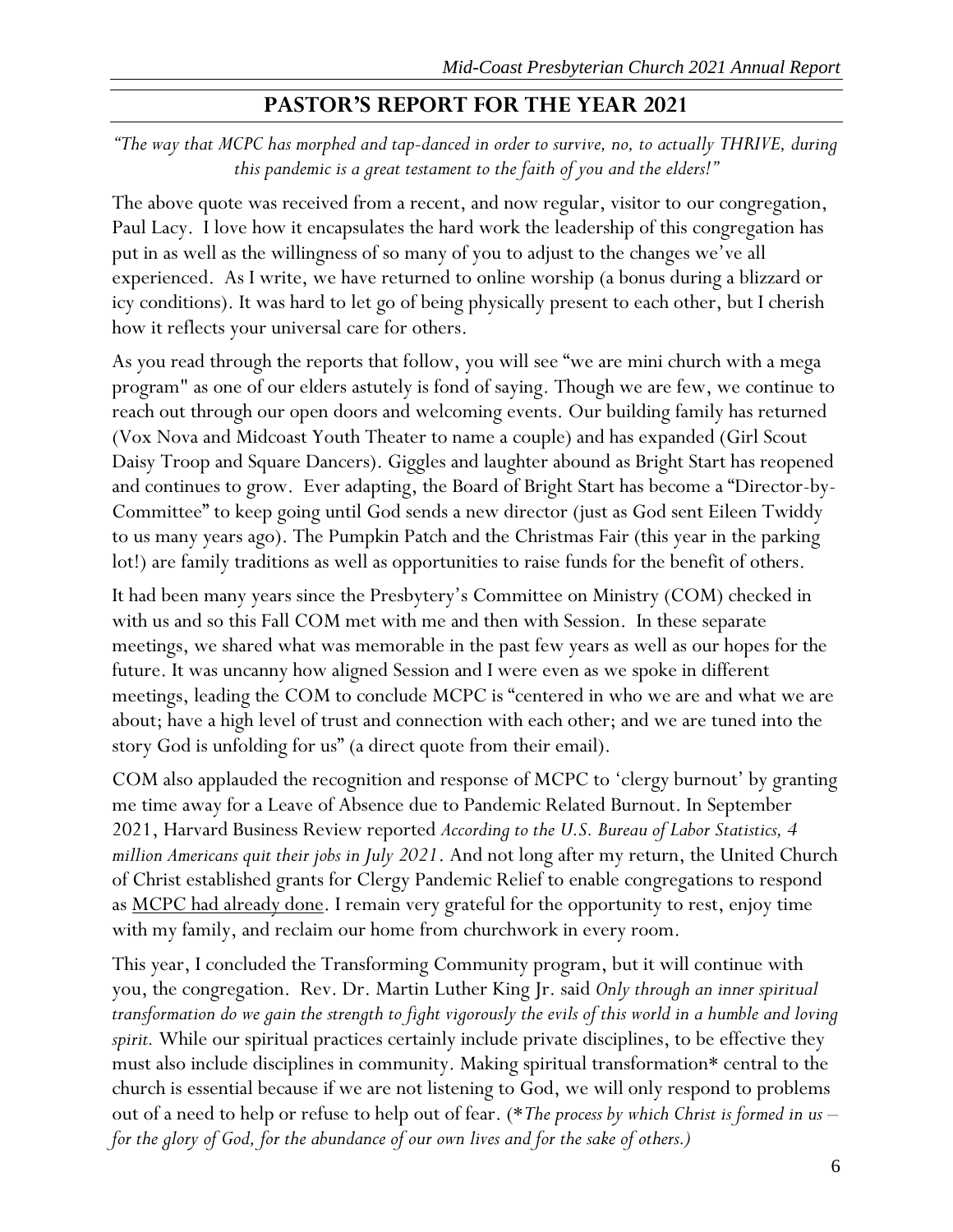## PASTOR'S REPORT FOR THE YEAR 2021

*"The way that MCPC has morphed and tap-danced in order to survive, no, to actually THRIVE, during this pandemic is a great testament to the faith of you and the elders!"*

The above quote was received from a recent, and now regular, visitor to our congregation, Paul Lacy. I love how it encapsulates the hard work the leadership of this congregation has put in as well as the willingness of so many of you to adjust to the changes we've all experienced. As I write, we have returned to online worship (a bonus during a blizzard or icy conditions). It was hard to let go of being physically present to each other, but I cherish how it reflects your universal care for others.

As you read through the reports that follow, you will see "we are mini church with a mega program" as one of our elders astutely is fond of saying. Though we are few, we continue to reach out through our open doors and welcoming events. Our building family has returned (Vox Nova and Midcoast Youth Theater to name a couple) and has expanded (Girl Scout Daisy Troop and Square Dancers). Giggles and laughter abound as Bright Start has reopened and continues to grow. Ever adapting, the Board of Bright Start has become a "Director-by-Committee" to keep going until God sends a new director (just as God sent Eileen Twiddy to us many years ago). The Pumpkin Patch and the Christmas Fair (this year in the parking lot!) are family traditions as well as opportunities to raise funds for the benefit of others.

It had been many years since the Presbytery's Committee on Ministry (COM) checked in with us and so this Fall COM met with me and then with Session. In these separate meetings, we shared what was memorable in the past few years as well as our hopes for the future. It was uncanny how aligned Session and I were even as we spoke in different meetings, leading the COM to conclude MCPC is "centered in who we are and what we are about; have a high level of trust and connection with each other; and we are tuned into the story God is unfolding for us" (a direct quote from their email).

COM also applauded the recognition and response of MCPC to 'clergy burnout' by granting me time away for a Leave of Absence due to Pandemic Related Burnout. In September 2021, Harvard Business Review reported *According to the U.S. Bureau of Labor Statistics, 4 million Americans quit their jobs in July 2021*. And not long after my return, the United Church of Christ established grants for Clergy Pandemic Relief to enable congregations to respond as <u>MCPC had already done</u>. I remain very grateful for the opportunity to rest, enjoy time with my family, and reclaim our home from churchwork in every room.

This year, I concluded the Transforming Community program, but it will continue with you, the congregation. Rev. Dr. Martin Luther King Jr. said *Only through an inner spiritual transformation do we gain the strength to fight vigorously the evils of this world in a humble and loving spirit.* While our spiritual practices certainly include private disciplines, to be effective they must also include disciplines in community. Making spiritual transformation* central to the church is essential because if we are not listening to God, we will only respond to problems out of a need to help or refuse to help out of fear. (**The process by which Christ is formed in us – for the glory of God, for the abundance of our own lives and for the sake of others.)*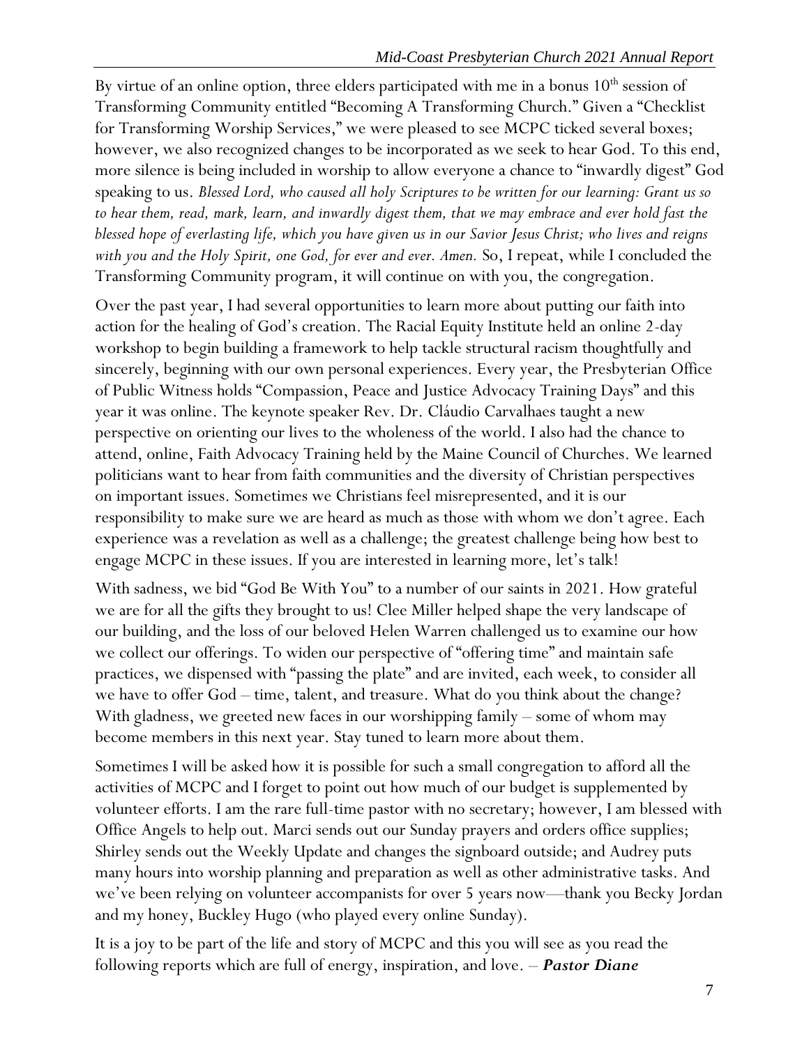By virtue of an online option, three elders participated with me in a bonus 10th session of Transforming Community entitled "Becoming A Transforming Church." Given a "Checklist for Transforming Worship Services," we were pleased to see MCPC ticked several boxes; however, we also recognized changes to be incorporated as we seek to hear God. To this end, more silence is being included in worship to allow everyone a chance to "inwardly digest" God speaking to us. *Blessed Lord, who caused all holy Scriptures to be written for our learning: Grant us so to hear them, read, mark, learn, and inwardly digest them, that we may embrace and ever hold fast the blessed hope of everlasting life, which you have given us in our Savior Jesus Christ; who lives and reigns with you and the Holy Spirit, one God, for ever and ever. Amen.* So, I repeat, while I concluded the Transforming Community program, it will continue on with you, the congregation.

Over the past year, I had several opportunities to learn more about putting our faith into action for the healing of God's creation. The Racial Equity Institute held an online 2-day workshop to begin building a framework to help tackle structural racism thoughtfully and sincerely, beginning with our own personal experiences. Every year, the Presbyterian Office of Public Witness holds "Compassion, Peace and Justice Advocacy Training Days" and this year it was online. The keynote speaker Rev. Dr. Cláudio Carvalhaes taught a new perspective on orienting our lives to the wholeness of the world. I also had the chance to attend, online, Faith Advocacy Training held by the Maine Council of Churches. We learned politicians want to hear from faith communities and the diversity of Christian perspectives on important issues. Sometimes we Christians feel misrepresented, and it is our responsibility to make sure we are heard as much as those with whom we don't agree. Each experience was a revelation as well as a challenge; the greatest challenge being how best to engage MCPC in these issues. If you are interested in learning more, let's talk!

With sadness, we bid "God Be With You" to a number of our saints in 2021. How grateful we are for all the gifts they brought to us! Clee Miller helped shape the very landscape of our building, and the loss of our beloved Helen Warren challenged us to examine our how we collect our offerings. To widen our perspective of "offering time" and maintain safe practices, we dispensed with "passing the plate" and are invited, each week, to consider all we have to offer God – time, talent, and treasure. What do you think about the change? With gladness, we greeted new faces in our worshipping family – some of whom may become members in this next year. Stay tuned to learn more about them.

Sometimes I will be asked how it is possible for such a small congregation to afford all the activities of MCPC and I forget to point out how much of our budget is supplemented by volunteer efforts. I am the rare full-time pastor with no secretary; however, I am blessed with Office Angels to help out. Marci sends out our Sunday prayers and orders office supplies; Shirley sends out the Weekly Update and changes the signboard outside; and Audrey puts many hours into worship planning and preparation as well as other administrative tasks. And we've been relying on volunteer accompanists for over 5 years now—thank you Becky Jordan and my honey, Buckley Hugo (who played every online Sunday).

It is a joy to be part of the life and story of MCPC and this you will see as you read the following reports which are full of energy, inspiration, and love. – ***Pastor Diane***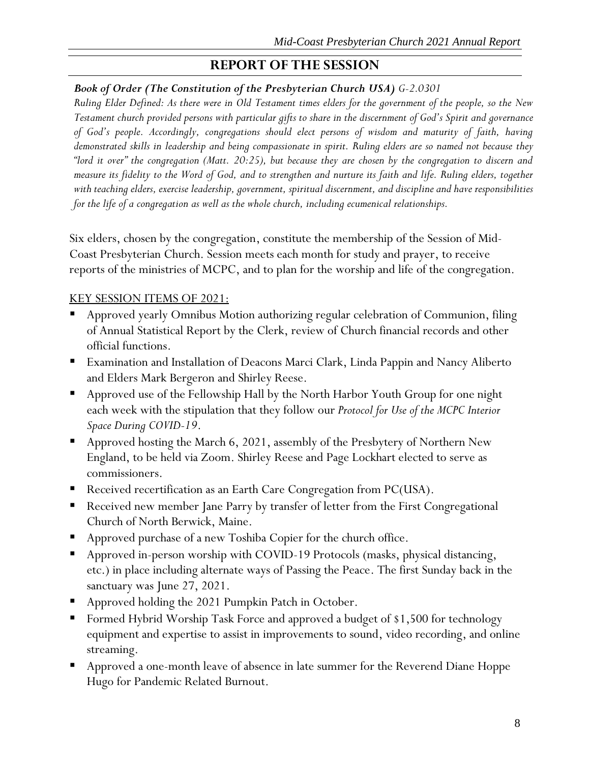# REPORT OF THE SESSION

***Book of Order (The Constitution of the Presbyterian Church USA)*** *G-2.0301*

*Ruling Elder Defined: As there were in Old Testament times elders for the government of the people, so the New Testament church provided persons with particular gifts to share in the discernment of God's Spirit and governance of God's people. Accordingly, congregations should elect persons of wisdom and maturity of faith, having demonstrated skills in leadership and being compassionate in spirit. Ruling elders are so named not because they "lord it over" the congregation (Matt. 20:25), but because they are chosen by the congregation to discern and measure its fidelity to the Word of God, and to strengthen and nurture its faith and life. Ruling elders, together with teaching elders, exercise leadership, government, spiritual discernment, and discipline and have responsibilities for the life of a congregation as well as the whole church, including ecumenical relationships.*

Six elders, chosen by the congregation, constitute the membership of the Session of Mid-Coast Presbyterian Church. Session meets each month for study and prayer, to receive reports of the ministries of MCPC, and to plan for the worship and life of the congregation.

<u>KEY SESSION ITEMS OF 2021:</u>

- Approved yearly Omnibus Motion authorizing regular celebration of Communion, filing of Annual Statistical Report by the Clerk, review of Church financial records and other official functions.
- Examination and Installation of Deacons Marci Clark, Linda Pappin and Nancy Aliberto and Elders Mark Bergeron and Shirley Reese.
- Approved use of the Fellowship Hall by the North Harbor Youth Group for one night each week with the stipulation that they follow our *Protocol for Use of the MCPC Interior Space During COVID-19*.
- Approved hosting the March 6, 2021, assembly of the Presbytery of Northern New England, to be held via Zoom. Shirley Reese and Page Lockhart elected to serve as commissioners.
- Received recertification as an Earth Care Congregation from PC(USA).
- Received new member Jane Parry by transfer of letter from the First Congregational Church of North Berwick, Maine.
- Approved purchase of a new Toshiba Copier for the church office.
- Approved in-person worship with COVID-19 Protocols (masks, physical distancing, etc.) in place including alternate ways of Passing the Peace. The first Sunday back in the sanctuary was June 27, 2021.
- Approved holding the 2021 Pumpkin Patch in October.
- Formed Hybrid Worship Task Force and approved a budget of $1,500 for technology equipment and expertise to assist in improvements to sound, video recording, and online streaming.
- Approved a one-month leave of absence in late summer for the Reverend Diane Hoppe Hugo for Pandemic Related Burnout.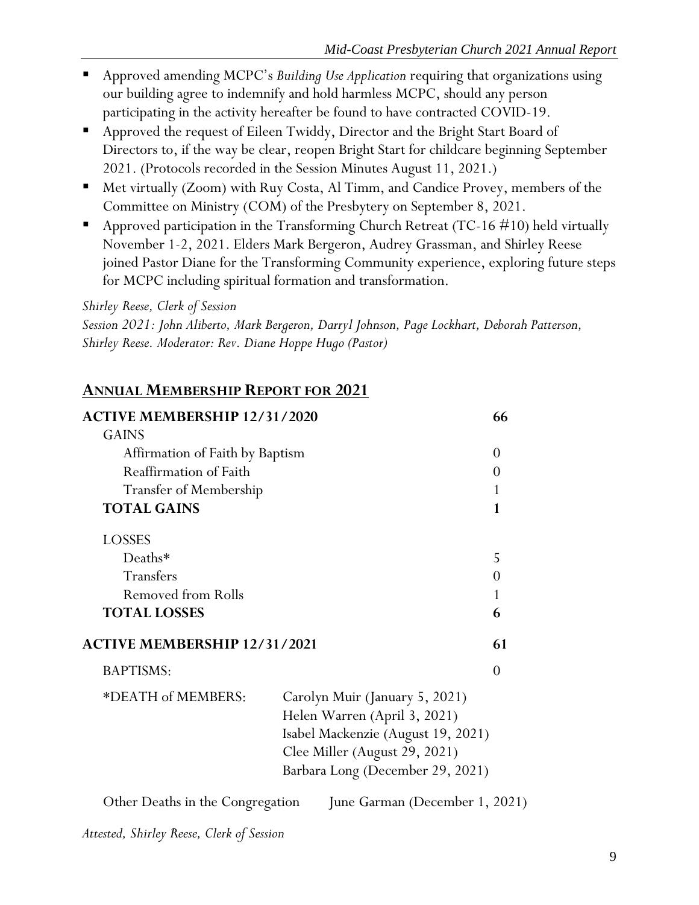- Approved amending MCPC's *Building Use Application* requiring that organizations using our building agree to indemnify and hold harmless MCPC, should any person participating in the activity hereafter be found to have contracted COVID-19.
- Approved the request of Eileen Twiddy, Director and the Bright Start Board of Directors to, if the way be clear, reopen Bright Start for childcare beginning September 2021. (Protocols recorded in the Session Minutes August 11, 2021.)
- Met virtually (Zoom) with Ruy Costa, Al Timm, and Candice Provey, members of the Committee on Ministry (COM) of the Presbytery on September 8, 2021.
- Approved participation in the Transforming Church Retreat (TC-16 #10) held virtually November 1-2, 2021. Elders Mark Bergeron, Audrey Grassman, and Shirley Reese joined Pastor Diane for the Transforming Community experience, exploring future steps for MCPC including spiritual formation and transformation.

*Shirley Reese, Clerk of Session*
*Session 2021: John Aliberto, Mark Bergeron, Darryl Johnson, Page Lockhart, Deborah Patterson, Shirley Reese. Moderator: Rev. Diane Hoppe Hugo (Pastor)*

## ANNUAL MEMBERSHIP REPORT FOR 2021

| | |
|---|---|
| **ACTIVE MEMBERSHIP 12/31/2020** | **66** |
| GAINS | |
| Affirmation of Faith by Baptism | 0 |
| Reaffirmation of Faith | 0 |
| Transfer of Membership | 1 |
| **TOTAL GAINS** | **1** |
| LOSSES | |
| Deaths* | 5 |
| Transfers | 0 |
| Removed from Rolls | 1 |
| **TOTAL LOSSES** | **6** |
| **ACTIVE MEMBERSHIP 12/31/2021** | **61** |
| BAPTISMS: | 0 |

*DEATH of MEMBERS:
Carolyn Muir (January 5, 2021)
Helen Warren (April 3, 2021)
Isabel Mackenzie (August 19, 2021)
Clee Miller (August 29, 2021)
Barbara Long (December 29, 2021)

Other Deaths in the Congregation: June Garman (December 1, 2021)

*Attested, Shirley Reese, Clerk of Session*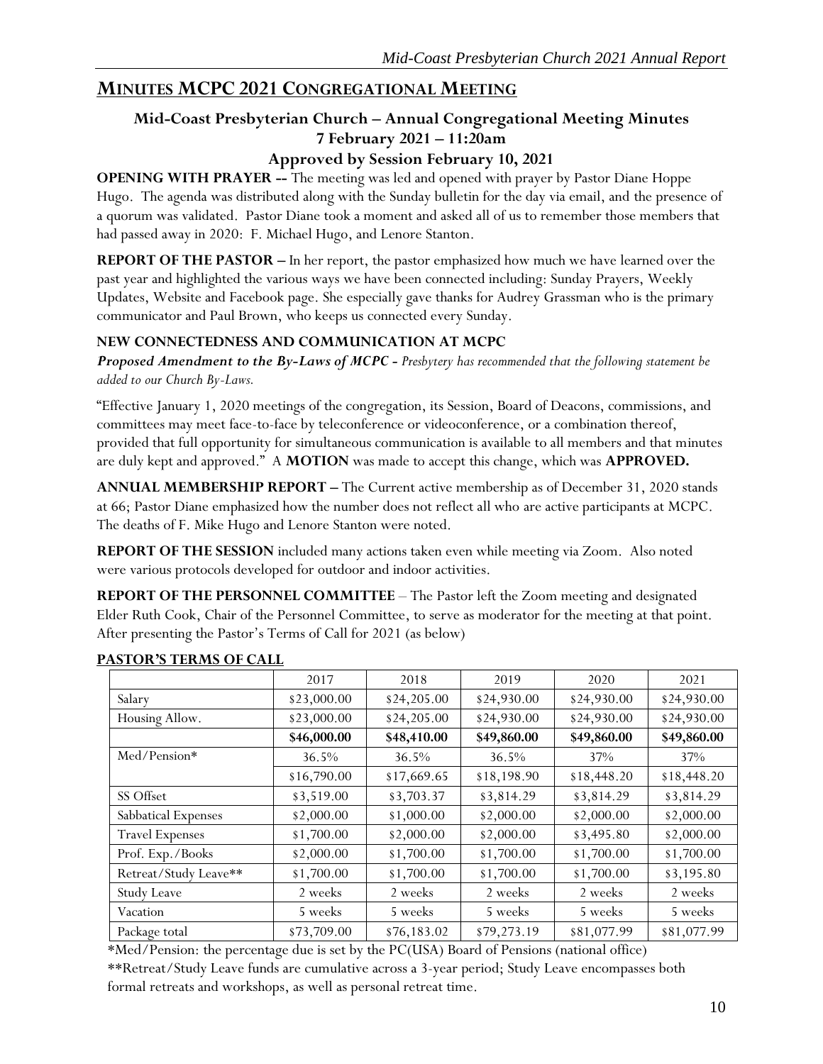## MINUTES MCPC 2021 CONGREGATIONAL MEETING

### Mid-Coast Presbyterian Church – Annual Congregational Meeting Minutes
### 7 February 2021 – 11:20am
### Approved by Session February 10, 2021

**OPENING WITH PRAYER --** The meeting was led and opened with prayer by Pastor Diane Hoppe Hugo. The agenda was distributed along with the Sunday bulletin for the day via email, and the presence of a quorum was validated. Pastor Diane took a moment and asked all of us to remember those members that had passed away in 2020: F. Michael Hugo, and Lenore Stanton.

**REPORT OF THE PASTOR –** In her report, the pastor emphasized how much we have learned over the past year and highlighted the various ways we have been connected including: Sunday Prayers, Weekly Updates, Website and Facebook page. She especially gave thanks for Audrey Grassman who is the primary communicator and Paul Brown, who keeps us connected every Sunday.

**NEW CONNECTEDNESS AND COMMUNICATION AT MCPC**

***Proposed Amendment to the By-Laws of MCPC -*** *Presbytery has recommended that the following statement be added to our Church By-Laws.*

"Effective January 1, 2020 meetings of the congregation, its Session, Board of Deacons, commissions, and committees may meet face-to-face by teleconference or videoconference, or a combination thereof, provided that full opportunity for simultaneous communication is available to all members and that minutes are duly kept and approved." A **MOTION** was made to accept this change, which was **APPROVED.**

**ANNUAL MEMBERSHIP REPORT –** The Current active membership as of December 31, 2020 stands at 66; Pastor Diane emphasized how the number does not reflect all who are active participants at MCPC. The deaths of F. Mike Hugo and Lenore Stanton were noted.

**REPORT OF THE SESSION** included many actions taken even while meeting via Zoom. Also noted were various protocols developed for outdoor and indoor activities.

**REPORT OF THE PERSONNEL COMMITTEE** – The Pastor left the Zoom meeting and designated Elder Ruth Cook, Chair of the Personnel Committee, to serve as moderator for the meeting at that point. After presenting the Pastor's Terms of Call for 2021 (as below)

**PASTOR'S TERMS OF CALL**

| | 2017 | 2018 | 2019 | 2020 | 2021 |
|---|---|---|---|---|---|
| Salary | $23,000.00 | $24,205.00 | $24,930.00 | $24,930.00 | $24,930.00 |
| Housing Allow. | $23,000.00 | $24,205.00 | $24,930.00 | $24,930.00 | $24,930.00 |
| | **$46,000.00** | **$48,410.00** | **$49,860.00** | **$49,860.00** | **$49,860.00** |
| Med/Pension* | 36.5% | 36.5% | 36.5% | 37% | 37% |
| | $16,790.00 | $17,669.65 | $18,198.90 | $18,448.20 | $18,448.20 |
| SS Offset | $3,519.00 | $3,703.37 | $3,814.29 | $3,814.29 | $3,814.29 |
| Sabbatical Expenses | $2,000.00 | $1,000.00 | $2,000.00 | $2,000.00 | $2,000.00 |
| Travel Expenses | $1,700.00 | $2,000.00 | $2,000.00 | $3,495.80 | $2,000.00 |
| Prof. Exp./Books | $2,000.00 | $1,700.00 | $1,700.00 | $1,700.00 | $1,700.00 |
| Retreat/Study Leave** | $1,700.00 | $1,700.00 | $1,700.00 | $1,700.00 | $3,195.80 |
| Study Leave | 2 weeks | 2 weeks | 2 weeks | 2 weeks | 2 weeks |
| Vacation | 5 weeks | 5 weeks | 5 weeks | 5 weeks | 5 weeks |
| Package total | $73,709.00 | $76,183.02 | $79,273.19 | $81,077.99 | $81,077.99 |

*Med/Pension: the percentage due is set by the PC(USA) Board of Pensions (national office)

**Retreat/Study Leave funds are cumulative across a 3-year period; Study Leave encompasses both formal retreats and workshops, as well as personal retreat time.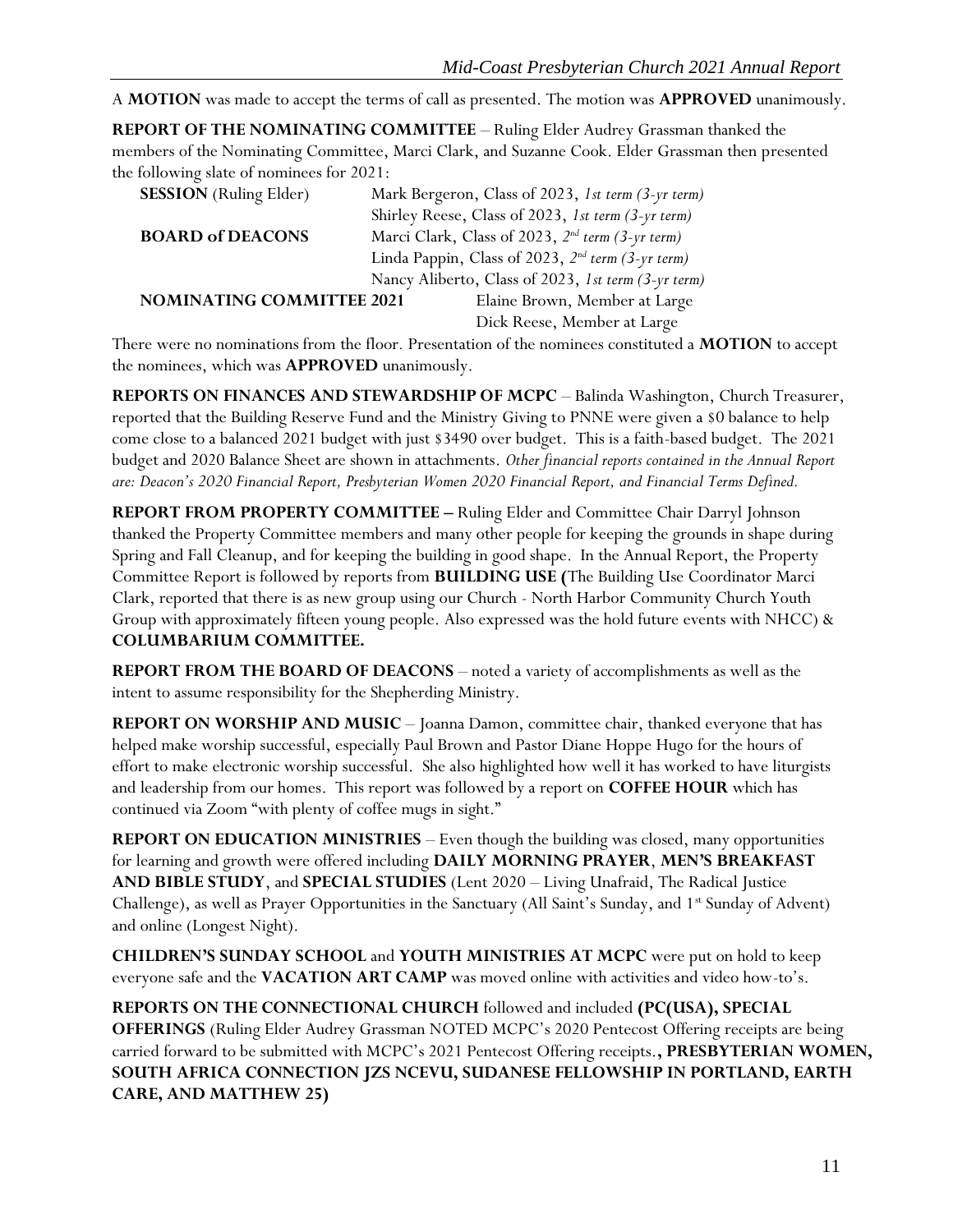A **MOTION** was made to accept the terms of call as presented. The motion was **APPROVED** unanimously.

**REPORT OF THE NOMINATING COMMITTEE** – Ruling Elder Audrey Grassman thanked the members of the Nominating Committee, Marci Clark, and Suzanne Cook. Elder Grassman then presented the following slate of nominees for 2021:

| | |
|---|---|
| **SESSION** (Ruling Elder) | Mark Bergeron, Class of 2023, *1st term (3-yr term)* |
| | Shirley Reese, Class of 2023, *1st term (3-yr term)* |
| **BOARD of DEACONS** | Marci Clark, Class of 2023, *2nd term (3-yr term)* |
| | Linda Pappin, Class of 2023, *2nd term (3-yr term)* |
| | Nancy Aliberto, Class of 2023, *1st term (3-yr term)* |
| **NOMINATING COMMITTEE 2021** | Elaine Brown, Member at Large |
| | Dick Reese, Member at Large |

There were no nominations from the floor. Presentation of the nominees constituted a **MOTION** to accept the nominees, which was **APPROVED** unanimously.

**REPORTS ON FINANCES AND STEWARDSHIP OF MCPC** – Balinda Washington, Church Treasurer, reported that the Building Reserve Fund and the Ministry Giving to PNNE were given a $0 balance to help come close to a balanced 2021 budget with just $3490 over budget. This is a faith-based budget. The 2021 budget and 2020 Balance Sheet are shown in attachments. *Other financial reports contained in the Annual Report are: Deacon's 2020 Financial Report, Presbyterian Women 2020 Financial Report, and Financial Terms Defined.*

**REPORT FROM PROPERTY COMMITTEE –** Ruling Elder and Committee Chair Darryl Johnson thanked the Property Committee members and many other people for keeping the grounds in shape during Spring and Fall Cleanup, and for keeping the building in good shape. In the Annual Report, the Property Committee Report is followed by reports from **BUILDING USE (**The Building Use Coordinator Marci Clark, reported that there is as new group using our Church - North Harbor Community Church Youth Group with approximately fifteen young people. Also expressed was the hold future events with NHCC) & **COLUMBARIUM COMMITTEE.**

**REPORT FROM THE BOARD OF DEACONS** – noted a variety of accomplishments as well as the intent to assume responsibility for the Shepherding Ministry.

**REPORT ON WORSHIP AND MUSIC** – Joanna Damon, committee chair, thanked everyone that has helped make worship successful, especially Paul Brown and Pastor Diane Hoppe Hugo for the hours of effort to make electronic worship successful. She also highlighted how well it has worked to have liturgists and leadership from our homes. This report was followed by a report on **COFFEE HOUR** which has continued via Zoom "with plenty of coffee mugs in sight."

**REPORT ON EDUCATION MINISTRIES** – Even though the building was closed, many opportunities for learning and growth were offered including **DAILY MORNING PRAYER**, **MEN'S BREAKFAST AND BIBLE STUDY**, and **SPECIAL STUDIES** (Lent 2020 – Living Unafraid, The Radical Justice Challenge), as well as Prayer Opportunities in the Sanctuary (All Saint's Sunday, and 1st Sunday of Advent) and online (Longest Night).

**CHILDREN'S SUNDAY SCHOOL** and **YOUTH MINISTRIES AT MCPC** were put on hold to keep everyone safe and the **VACATION ART CAMP** was moved online with activities and video how-to's.

**REPORTS ON THE CONNECTIONAL CHURCH** followed and included **(PC(USA), SPECIAL OFFERINGS** (Ruling Elder Audrey Grassman NOTED MCPC's 2020 Pentecost Offering receipts are being carried forward to be submitted with MCPC's 2021 Pentecost Offering receipts.**, PRESBYTERIAN WOMEN, SOUTH AFRICA CONNECTION JZS NCEVU, SUDANESE FELLOWSHIP IN PORTLAND, EARTH CARE, AND MATTHEW 25)**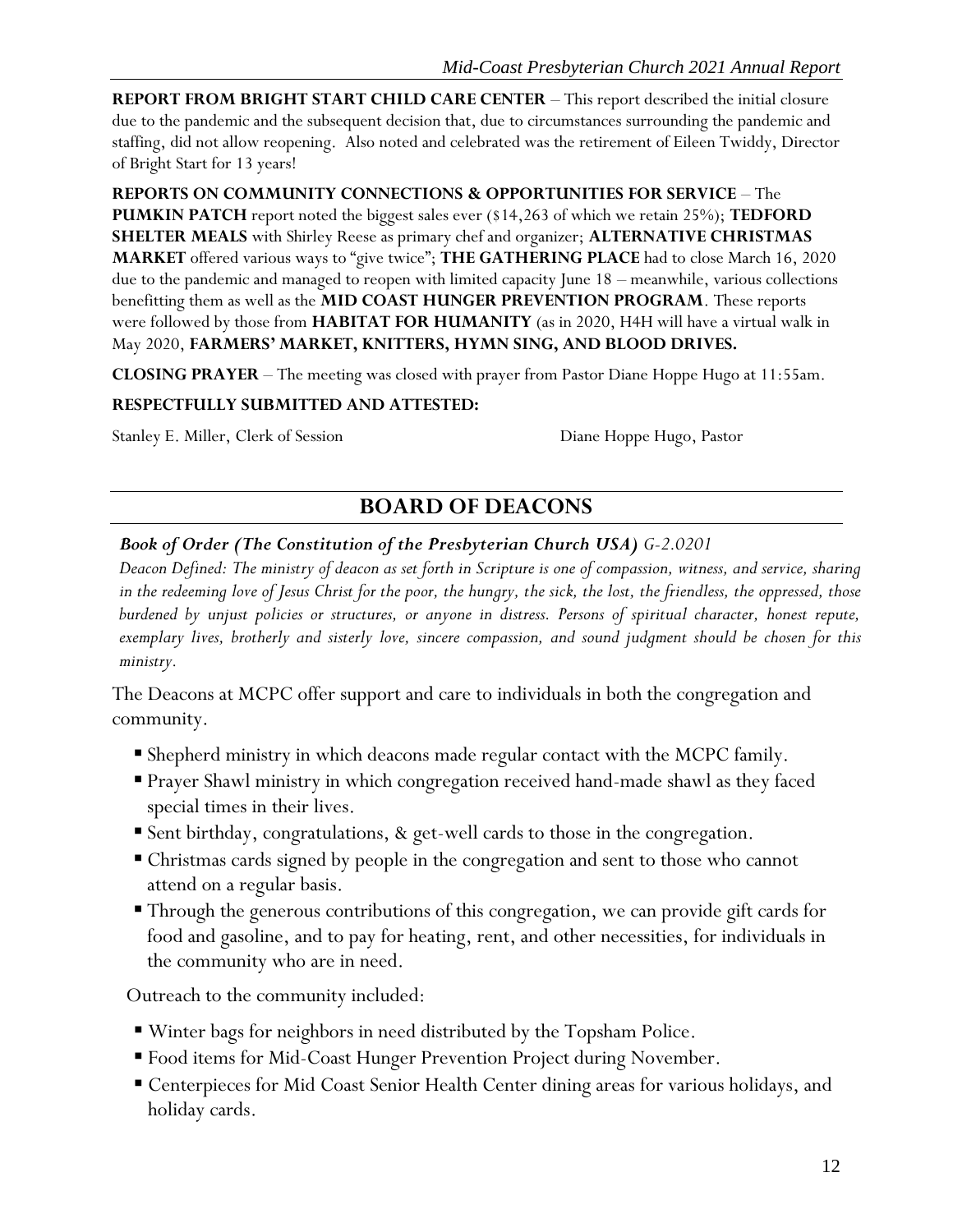**REPORT FROM BRIGHT START CHILD CARE CENTER** – This report described the initial closure due to the pandemic and the subsequent decision that, due to circumstances surrounding the pandemic and staffing, did not allow reopening. Also noted and celebrated was the retirement of Eileen Twiddy, Director of Bright Start for 13 years!

**REPORTS ON COMMUNITY CONNECTIONS & OPPORTUNITIES FOR SERVICE** – The **PUMKIN PATCH** report noted the biggest sales ever ($14,263 of which we retain 25%); **TEDFORD SHELTER MEALS** with Shirley Reese as primary chef and organizer; **ALTERNATIVE CHRISTMAS MARKET** offered various ways to "give twice"; **THE GATHERING PLACE** had to close March 16, 2020 due to the pandemic and managed to reopen with limited capacity June 18 – meanwhile, various collections benefitting them as well as the **MID COAST HUNGER PREVENTION PROGRAM**. These reports were followed by those from **HABITAT FOR HUMANITY** (as in 2020, H4H will have a virtual walk in May 2020, **FARMERS' MARKET, KNITTERS, HYMN SING, AND BLOOD DRIVES.**

**CLOSING PRAYER** – The meeting was closed with prayer from Pastor Diane Hoppe Hugo at 11:55am.

**RESPECTFULLY SUBMITTED AND ATTESTED:**

Stanley E. Miller, Clerk of Session　　　　　　　　Diane Hoppe Hugo, Pastor

## BOARD OF DEACONS

***Book of Order (The Constitution of the Presbyterian Church USA)*** *G-2.0201*

*Deacon Defined: The ministry of deacon as set forth in Scripture is one of compassion, witness, and service, sharing in the redeeming love of Jesus Christ for the poor, the hungry, the sick, the lost, the friendless, the oppressed, those burdened by unjust policies or structures, or anyone in distress. Persons of spiritual character, honest repute, exemplary lives, brotherly and sisterly love, sincere compassion, and sound judgment should be chosen for this ministry.*

The Deacons at MCPC offer support and care to individuals in both the congregation and community.

- Shepherd ministry in which deacons made regular contact with the MCPC family.
- Prayer Shawl ministry in which congregation received hand-made shawl as they faced special times in their lives.
- Sent birthday, congratulations, & get-well cards to those in the congregation.
- Christmas cards signed by people in the congregation and sent to those who cannot attend on a regular basis.
- Through the generous contributions of this congregation, we can provide gift cards for food and gasoline, and to pay for heating, rent, and other necessities, for individuals in the community who are in need.

Outreach to the community included:

- Winter bags for neighbors in need distributed by the Topsham Police.
- Food items for Mid-Coast Hunger Prevention Project during November.
- Centerpieces for Mid Coast Senior Health Center dining areas for various holidays, and holiday cards.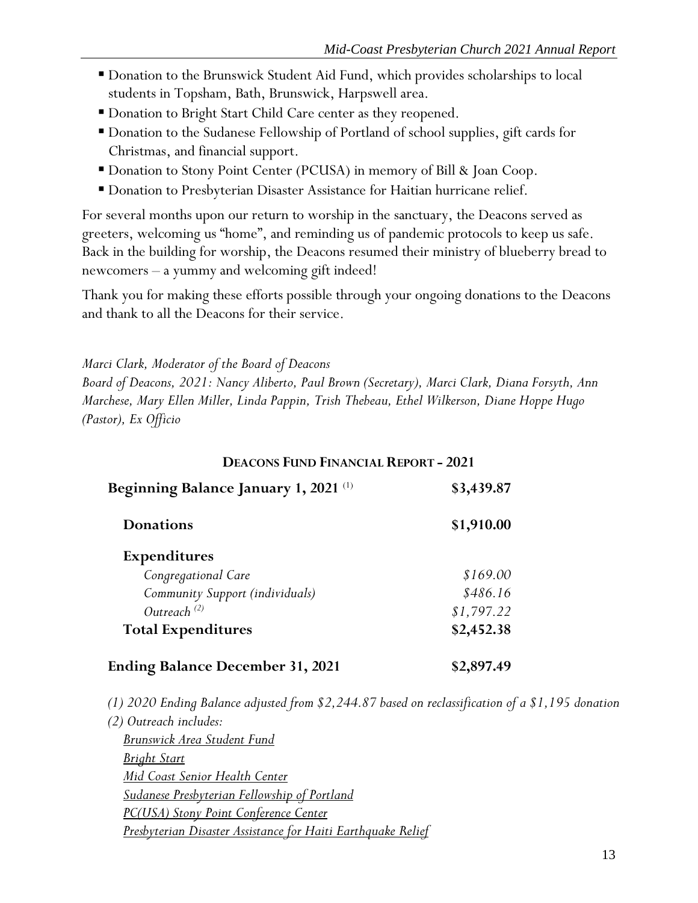- Donation to the Brunswick Student Aid Fund, which provides scholarships to local students in Topsham, Bath, Brunswick, Harpswell area.
- Donation to Bright Start Child Care center as they reopened.
- Donation to the Sudanese Fellowship of Portland of school supplies, gift cards for Christmas, and financial support.
- Donation to Stony Point Center (PCUSA) in memory of Bill & Joan Coop.
- Donation to Presbyterian Disaster Assistance for Haitian hurricane relief.

For several months upon our return to worship in the sanctuary, the Deacons served as greeters, welcoming us "home", and reminding us of pandemic protocols to keep us safe. Back in the building for worship, the Deacons resumed their ministry of blueberry bread to newcomers – a yummy and welcoming gift indeed!

Thank you for making these efforts possible through your ongoing donations to the Deacons and thank to all the Deacons for their service.

*Marci Clark, Moderator of the Board of Deacons*
*Board of Deacons, 2021: Nancy Aliberto, Paul Brown (Secretary), Marci Clark, Diana Forsyth, Ann Marchese, Mary Ellen Miller, Linda Pappin, Trish Thebeau, Ethel Wilkerson, Diane Hoppe Hugo (Pastor), Ex Officio*

**DEACONS FUND FINANCIAL REPORT - 2021**

| | |
|---|---|
| **Beginning Balance January 1, 2021** (1) | **\$3,439.87** |
| **Donations** | **\$1,910.00** |
| **Expenditures** | |
| *Congregational Care* | *\$169.00* |
| *Community Support (individuals)* | *\$486.16* |
| *Outreach* (2) | *\$1,797.22* |
| **Total Expenditures** | **\$2,452.38** |
| **Ending Balance December 31, 2021** | **\$2,897.49** |

*(1) 2020 Ending Balance adjusted from \$2,244.87 based on reclassification of a \$1,195 donation*
*(2) Outreach includes:*
*Brunswick Area Student Fund*
*Bright Start*
*Mid Coast Senior Health Center*
*Sudanese Presbyterian Fellowship of Portland*
*PC(USA) Stony Point Conference Center*
*Presbyterian Disaster Assistance for Haiti Earthquake Relief*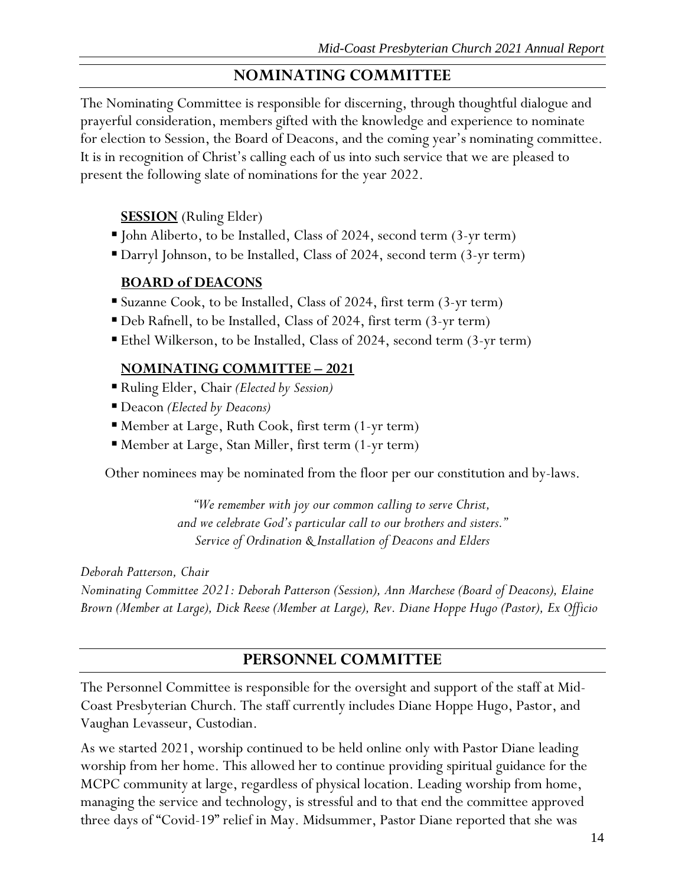## NOMINATING COMMITTEE

The Nominating Committee is responsible for discerning, through thoughtful dialogue and prayerful consideration, members gifted with the knowledge and experience to nominate for election to Session, the Board of Deacons, and the coming year's nominating committee. It is in recognition of Christ's calling each of us into such service that we are pleased to present the following slate of nominations for the year 2022.

**SESSION** (Ruling Elder)

- John Aliberto, to be Installed, Class of 2024, second term (3-yr term)
- Darryl Johnson, to be Installed, Class of 2024, second term (3-yr term)

**BOARD of DEACONS**

- Suzanne Cook, to be Installed, Class of 2024, first term (3-yr term)
- Deb Rafnell, to be Installed, Class of 2024, first term (3-yr term)
- Ethel Wilkerson, to be Installed, Class of 2024, second term (3-yr term)

**NOMINATING COMMITTEE – 2021**

- Ruling Elder, Chair *(Elected by Session)*
- Deacon *(Elected by Deacons)*
- Member at Large, Ruth Cook, first term (1-yr term)
- Member at Large, Stan Miller, first term (1-yr term)

Other nominees may be nominated from the floor per our constitution and by-laws.

*"We remember with joy our common calling to serve Christ,*
*and we celebrate God's particular call to our brothers and sisters."*
*Service of Ordination & Installation of Deacons and Elders*

*Deborah Patterson, Chair*
*Nominating Committee 2021: Deborah Patterson (Session), Ann Marchese (Board of Deacons), Elaine Brown (Member at Large), Dick Reese (Member at Large), Rev. Diane Hoppe Hugo (Pastor), Ex Officio*

## PERSONNEL COMMITTEE

The Personnel Committee is responsible for the oversight and support of the staff at Mid-Coast Presbyterian Church. The staff currently includes Diane Hoppe Hugo, Pastor, and Vaughan Levasseur, Custodian.

As we started 2021, worship continued to be held online only with Pastor Diane leading worship from her home. This allowed her to continue providing spiritual guidance for the MCPC community at large, regardless of physical location. Leading worship from home, managing the service and technology, is stressful and to that end the committee approved three days of "Covid-19" relief in May. Midsummer, Pastor Diane reported that she was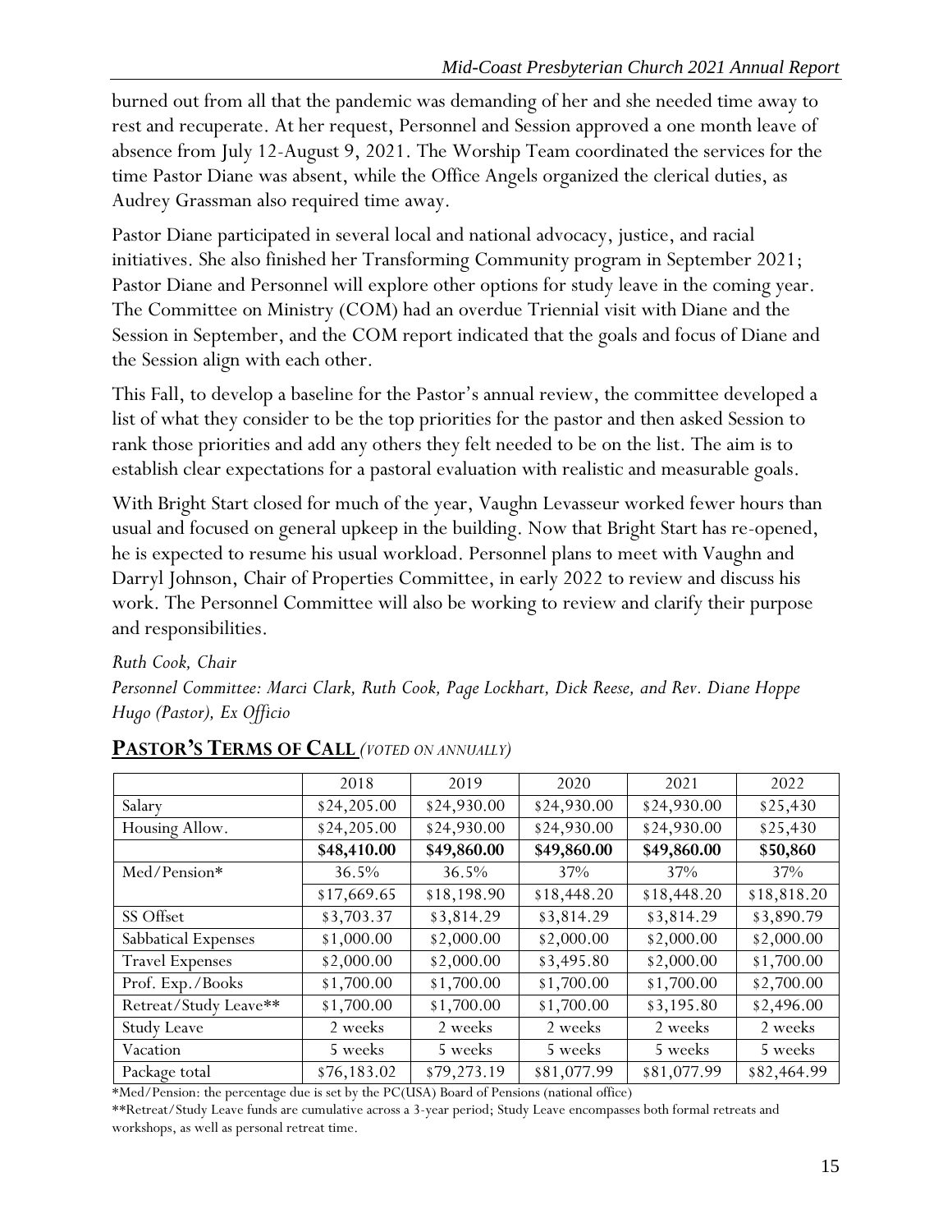burned out from all that the pandemic was demanding of her and she needed time away to rest and recuperate. At her request, Personnel and Session approved a one month leave of absence from July 12-August 9, 2021. The Worship Team coordinated the services for the time Pastor Diane was absent, while the Office Angels organized the clerical duties, as Audrey Grassman also required time away.

Pastor Diane participated in several local and national advocacy, justice, and racial initiatives. She also finished her Transforming Community program in September 2021; Pastor Diane and Personnel will explore other options for study leave in the coming year. The Committee on Ministry (COM) had an overdue Triennial visit with Diane and the Session in September, and the COM report indicated that the goals and focus of Diane and the Session align with each other.

This Fall, to develop a baseline for the Pastor's annual review, the committee developed a list of what they consider to be the top priorities for the pastor and then asked Session to rank those priorities and add any others they felt needed to be on the list. The aim is to establish clear expectations for a pastoral evaluation with realistic and measurable goals.

With Bright Start closed for much of the year, Vaughn Levasseur worked fewer hours than usual and focused on general upkeep in the building. Now that Bright Start has re-opened, he is expected to resume his usual workload. Personnel plans to meet with Vaughn and Darryl Johnson, Chair of Properties Committee, in early 2022 to review and discuss his work. The Personnel Committee will also be working to review and clarify their purpose and responsibilities.

*Ruth Cook, Chair*
*Personnel Committee: Marci Clark, Ruth Cook, Page Lockhart, Dick Reese, and Rev. Diane Hoppe Hugo (Pastor), Ex Officio*

## PASTOR'S TERMS OF CALL *(VOTED ON ANNUALLY)*

| | 2018 | 2019 | 2020 | 2021 | 2022 |
|---|---|---|---|---|---|
| Salary | $24,205.00 | $24,930.00 | $24,930.00 | $24,930.00 | $25,430 |
| Housing Allow. | $24,205.00 | $24,930.00 | $24,930.00 | $24,930.00 | $25,430 |
| | **$48,410.00** | **$49,860.00** | **$49,860.00** | **$49,860.00** | **$50,860** |
| Med/Pension* | 36.5% | 36.5% | 37% | 37% | 37% |
| | $17,669.65 | $18,198.90 | $18,448.20 | $18,448.20 | $18,818.20 |
| SS Offset | $3,703.37 | $3,814.29 | $3,814.29 | $3,814.29 | $3,890.79 |
| Sabbatical Expenses | $1,000.00 | $2,000.00 | $2,000.00 | $2,000.00 | $2,000.00 |
| Travel Expenses | $2,000.00 | $2,000.00 | $3,495.80 | $2,000.00 | $1,700.00 |
| Prof. Exp./Books | $1,700.00 | $1,700.00 | $1,700.00 | $1,700.00 | $2,700.00 |
| Retreat/Study Leave** | $1,700.00 | $1,700.00 | $1,700.00 | $3,195.80 | $2,496.00 |
| Study Leave | 2 weeks | 2 weeks | 2 weeks | 2 weeks | 2 weeks |
| Vacation | 5 weeks | 5 weeks | 5 weeks | 5 weeks | 5 weeks |
| Package total | $76,183.02 | $79,273.19 | $81,077.99 | $81,077.99 | $82,464.99 |

*Med/Pension: the percentage due is set by the PC(USA) Board of Pensions (national office)

**Retreat/Study Leave funds are cumulative across a 3-year period; Study Leave encompasses both formal retreats and workshops, as well as personal retreat time.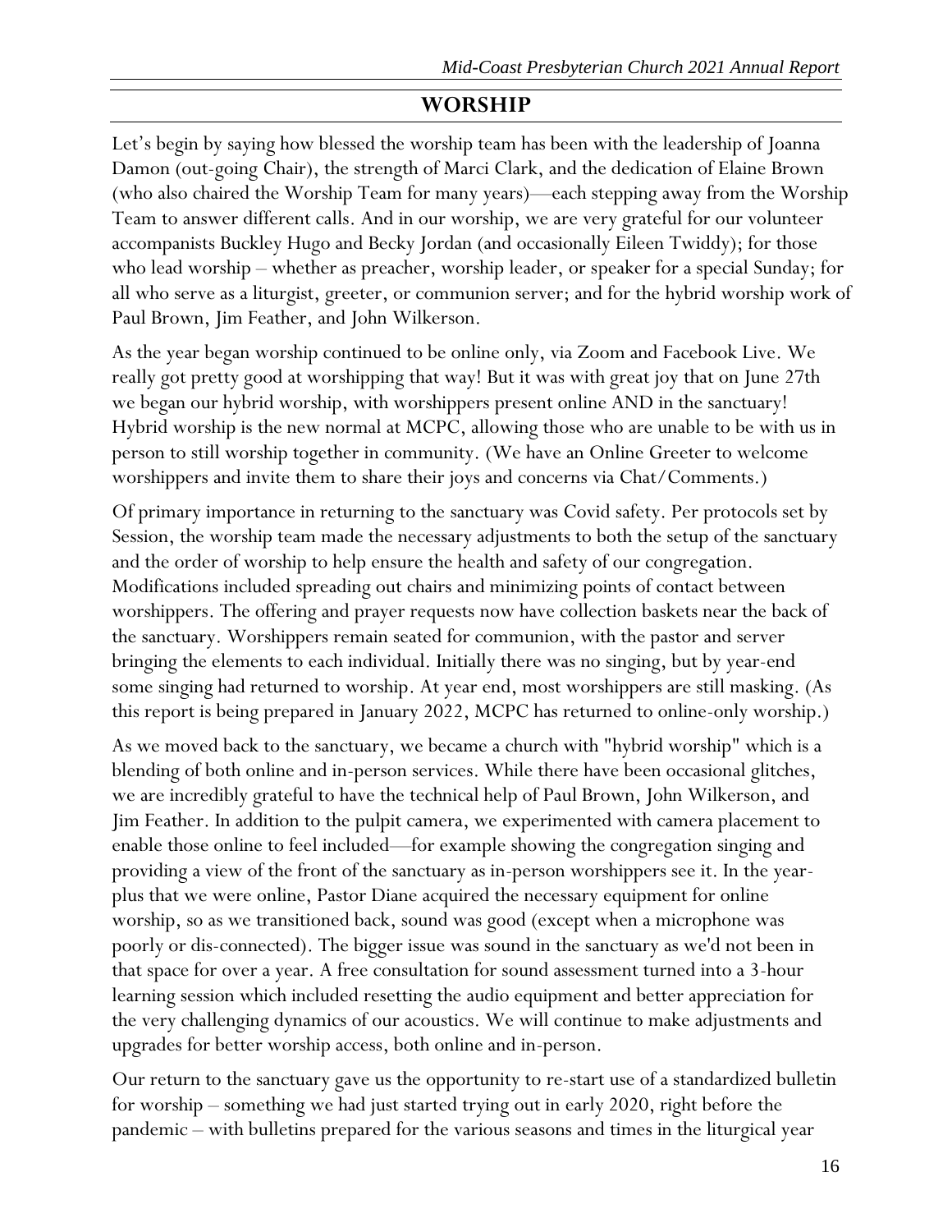## WORSHIP

Let's begin by saying how blessed the worship team has been with the leadership of Joanna Damon (out-going Chair), the strength of Marci Clark, and the dedication of Elaine Brown (who also chaired the Worship Team for many years)—each stepping away from the Worship Team to answer different calls. And in our worship, we are very grateful for our volunteer accompanists Buckley Hugo and Becky Jordan (and occasionally Eileen Twiddy); for those who lead worship – whether as preacher, worship leader, or speaker for a special Sunday; for all who serve as a liturgist, greeter, or communion server; and for the hybrid worship work of Paul Brown, Jim Feather, and John Wilkerson.

As the year began worship continued to be online only, via Zoom and Facebook Live. We really got pretty good at worshipping that way! But it was with great joy that on June 27th we began our hybrid worship, with worshippers present online AND in the sanctuary! Hybrid worship is the new normal at MCPC, allowing those who are unable to be with us in person to still worship together in community. (We have an Online Greeter to welcome worshippers and invite them to share their joys and concerns via Chat/Comments.)

Of primary importance in returning to the sanctuary was Covid safety. Per protocols set by Session, the worship team made the necessary adjustments to both the setup of the sanctuary and the order of worship to help ensure the health and safety of our congregation. Modifications included spreading out chairs and minimizing points of contact between worshippers. The offering and prayer requests now have collection baskets near the back of the sanctuary. Worshippers remain seated for communion, with the pastor and server bringing the elements to each individual. Initially there was no singing, but by year-end some singing had returned to worship. At year end, most worshippers are still masking. (As this report is being prepared in January 2022, MCPC has returned to online-only worship.)

As we moved back to the sanctuary, we became a church with "hybrid worship" which is a blending of both online and in-person services. While there have been occasional glitches, we are incredibly grateful to have the technical help of Paul Brown, John Wilkerson, and Jim Feather. In addition to the pulpit camera, we experimented with camera placement to enable those online to feel included—for example showing the congregation singing and providing a view of the front of the sanctuary as in-person worshippers see it. In the year-plus that we were online, Pastor Diane acquired the necessary equipment for online worship, so as we transitioned back, sound was good (except when a microphone was poorly or dis-connected). The bigger issue was sound in the sanctuary as we'd not been in that space for over a year. A free consultation for sound assessment turned into a 3-hour learning session which included resetting the audio equipment and better appreciation for the very challenging dynamics of our acoustics. We will continue to make adjustments and upgrades for better worship access, both online and in-person.

Our return to the sanctuary gave us the opportunity to re-start use of a standardized bulletin for worship – something we had just started trying out in early 2020, right before the pandemic – with bulletins prepared for the various seasons and times in the liturgical year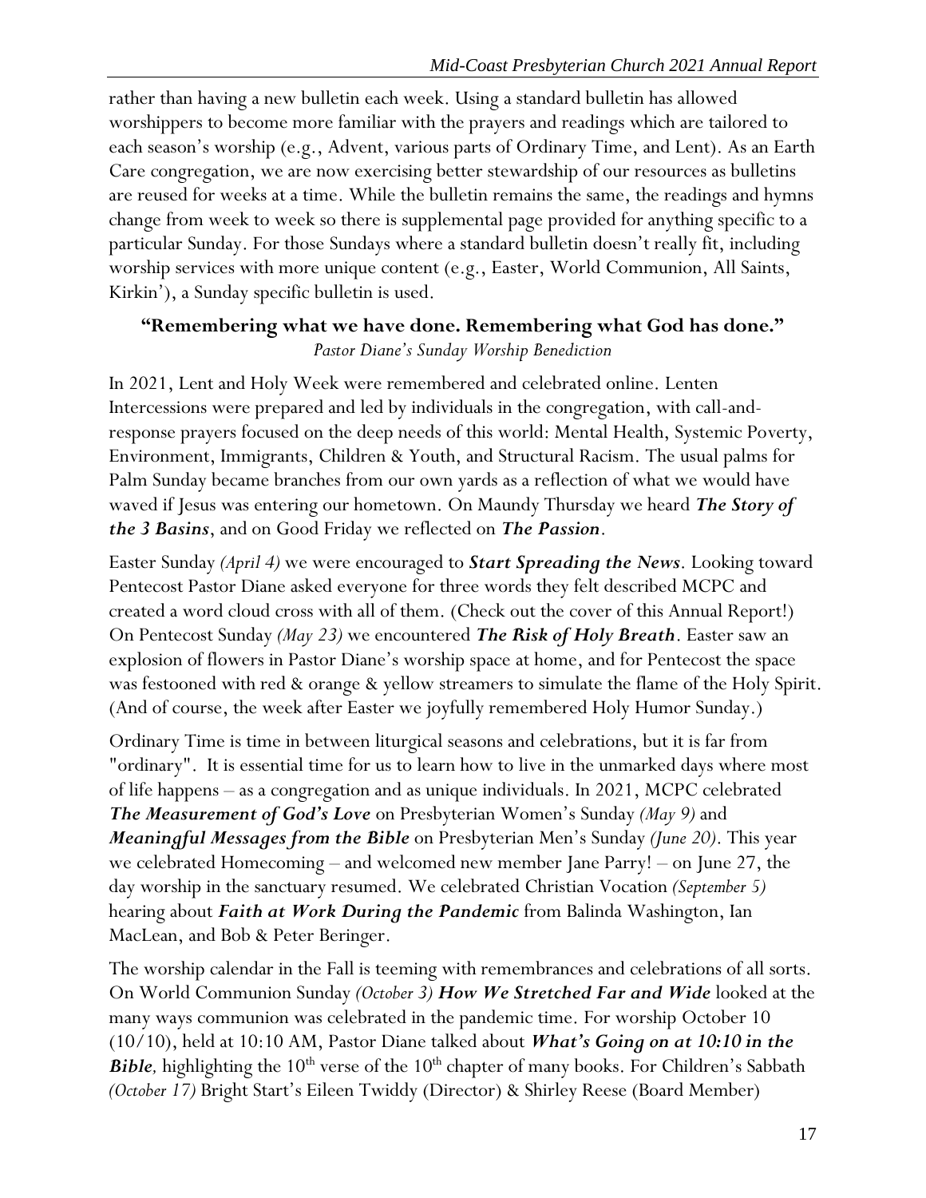rather than having a new bulletin each week. Using a standard bulletin has allowed worshippers to become more familiar with the prayers and readings which are tailored to each season's worship (e.g., Advent, various parts of Ordinary Time, and Lent). As an Earth Care congregation, we are now exercising better stewardship of our resources as bulletins are reused for weeks at a time. While the bulletin remains the same, the readings and hymns change from week to week so there is supplemental page provided for anything specific to a particular Sunday. For those Sundays where a standard bulletin doesn't really fit, including worship services with more unique content (e.g., Easter, World Communion, All Saints, Kirkin'), a Sunday specific bulletin is used.

### "Remembering what we have done. Remembering what God has done."

*Pastor Diane's Sunday Worship Benediction*

In 2021, Lent and Holy Week were remembered and celebrated online. Lenten Intercessions were prepared and led by individuals in the congregation, with call-and-response prayers focused on the deep needs of this world: Mental Health, Systemic Poverty, Environment, Immigrants, Children & Youth, and Structural Racism. The usual palms for Palm Sunday became branches from our own yards as a reflection of what we would have waved if Jesus was entering our hometown. On Maundy Thursday we heard ***The Story of the 3 Basins***, and on Good Friday we reflected on ***The Passion***.

Easter Sunday *(April 4)* we were encouraged to ***Start Spreading the News***. Looking toward Pentecost Pastor Diane asked everyone for three words they felt described MCPC and created a word cloud cross with all of them. (Check out the cover of this Annual Report!) On Pentecost Sunday *(May 23)* we encountered ***The Risk of Holy Breath***. Easter saw an explosion of flowers in Pastor Diane's worship space at home, and for Pentecost the space was festooned with red & orange & yellow streamers to simulate the flame of the Holy Spirit. (And of course, the week after Easter we joyfully remembered Holy Humor Sunday.)

Ordinary Time is time in between liturgical seasons and celebrations, but it is far from "ordinary". It is essential time for us to learn how to live in the unmarked days where most of life happens – as a congregation and as unique individuals. In 2021, MCPC celebrated ***The Measurement of God's Love*** on Presbyterian Women's Sunday *(May 9)* and ***Meaningful Messages from the Bible*** on Presbyterian Men's Sunday *(June 20)*. This year we celebrated Homecoming – and welcomed new member Jane Parry! – on June 27, the day worship in the sanctuary resumed. We celebrated Christian Vocation *(September 5)* hearing about ***Faith at Work During the Pandemic*** from Balinda Washington, Ian MacLean, and Bob & Peter Beringer.

The worship calendar in the Fall is teeming with remembrances and celebrations of all sorts. On World Communion Sunday *(October 3)* ***How We Stretched Far and Wide*** looked at the many ways communion was celebrated in the pandemic time. For worship October 10 (10/10), held at 10:10 AM, Pastor Diane talked about ***What's Going on at 10:10 in the Bible***, highlighting the 10th verse of the 10th chapter of many books. For Children's Sabbath *(October 17)* Bright Start's Eileen Twiddy (Director) & Shirley Reese (Board Member)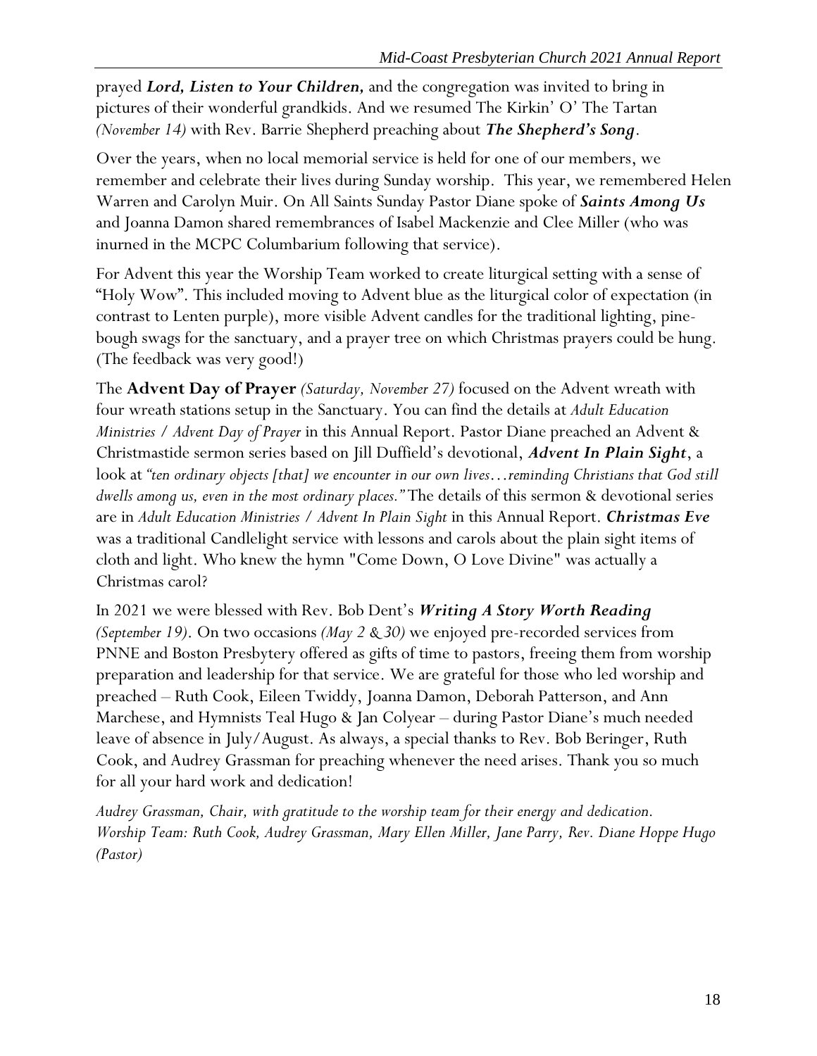prayed ***Lord, Listen to Your Children,*** and the congregation was invited to bring in pictures of their wonderful grandkids. And we resumed The Kirkin' O' The Tartan *(November 14)* with Rev. Barrie Shepherd preaching about ***The Shepherd's Song***.

Over the years, when no local memorial service is held for one of our members, we remember and celebrate their lives during Sunday worship. This year, we remembered Helen Warren and Carolyn Muir. On All Saints Sunday Pastor Diane spoke of ***Saints Among Us*** and Joanna Damon shared remembrances of Isabel Mackenzie and Clee Miller (who was inurned in the MCPC Columbarium following that service).

For Advent this year the Worship Team worked to create liturgical setting with a sense of "Holy Wow". This included moving to Advent blue as the liturgical color of expectation (in contrast to Lenten purple), more visible Advent candles for the traditional lighting, pine-bough swags for the sanctuary, and a prayer tree on which Christmas prayers could be hung. (The feedback was very good!)

The **Advent Day of Prayer** *(Saturday, November 27)* focused on the Advent wreath with four wreath stations setup in the Sanctuary. You can find the details at *Adult Education Ministries / Advent Day of Prayer* in this Annual Report. Pastor Diane preached an Advent & Christmastide sermon series based on Jill Duffield's devotional, ***Advent In Plain Sight***, a look at *"ten ordinary objects [that] we encounter in our own lives…reminding Christians that God still dwells among us, even in the most ordinary places."* The details of this sermon & devotional series are in *Adult Education Ministries / Advent In Plain Sight* in this Annual Report. ***Christmas Eve*** was a traditional Candlelight service with lessons and carols about the plain sight items of cloth and light. Who knew the hymn "Come Down, O Love Divine" was actually a Christmas carol?

In 2021 we were blessed with Rev. Bob Dent's ***Writing A Story Worth Reading*** *(September 19)*. On two occasions *(May 2 & 30)* we enjoyed pre-recorded services from PNNE and Boston Presbytery offered as gifts of time to pastors, freeing them from worship preparation and leadership for that service. We are grateful for those who led worship and preached – Ruth Cook, Eileen Twiddy, Joanna Damon, Deborah Patterson, and Ann Marchese, and Hymnists Teal Hugo & Jan Colyear – during Pastor Diane's much needed leave of absence in July/August. As always, a special thanks to Rev. Bob Beringer, Ruth Cook, and Audrey Grassman for preaching whenever the need arises. Thank you so much for all your hard work and dedication!

*Audrey Grassman, Chair, with gratitude to the worship team for their energy and dedication.*
*Worship Team: Ruth Cook, Audrey Grassman, Mary Ellen Miller, Jane Parry, Rev. Diane Hoppe Hugo (Pastor)*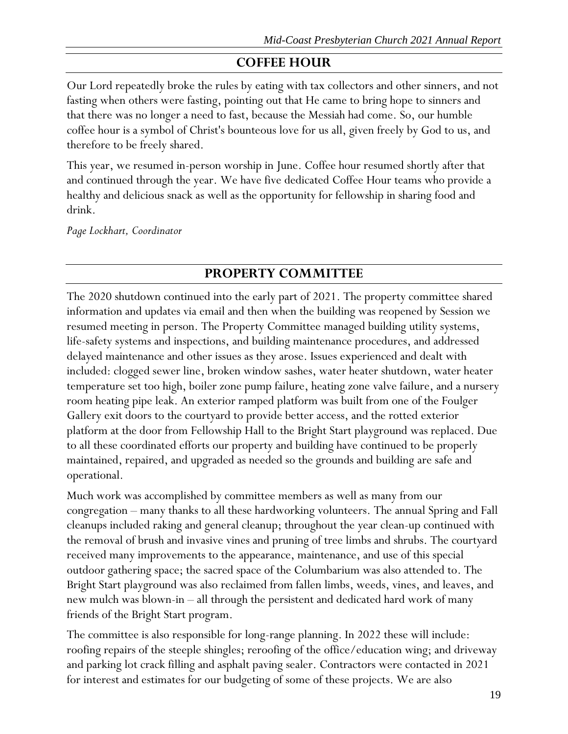## COFFEE HOUR

Our Lord repeatedly broke the rules by eating with tax collectors and other sinners, and not fasting when others were fasting, pointing out that He came to bring hope to sinners and that there was no longer a need to fast, because the Messiah had come. So, our humble coffee hour is a symbol of Christ's bounteous love for us all, given freely by God to us, and therefore to be freely shared.

This year, we resumed in-person worship in June. Coffee hour resumed shortly after that and continued through the year. We have five dedicated Coffee Hour teams who provide a healthy and delicious snack as well as the opportunity for fellowship in sharing food and drink.

*Page Lockhart, Coordinator*

## PROPERTY COMMITTEE

The 2020 shutdown continued into the early part of 2021. The property committee shared information and updates via email and then when the building was reopened by Session we resumed meeting in person. The Property Committee managed building utility systems, life-safety systems and inspections, and building maintenance procedures, and addressed delayed maintenance and other issues as they arose. Issues experienced and dealt with included: clogged sewer line, broken window sashes, water heater shutdown, water heater temperature set too high, boiler zone pump failure, heating zone valve failure, and a nursery room heating pipe leak. An exterior ramped platform was built from one of the Foulger Gallery exit doors to the courtyard to provide better access, and the rotted exterior platform at the door from Fellowship Hall to the Bright Start playground was replaced. Due to all these coordinated efforts our property and building have continued to be properly maintained, repaired, and upgraded as needed so the grounds and building are safe and operational.

Much work was accomplished by committee members as well as many from our congregation – many thanks to all these hardworking volunteers. The annual Spring and Fall cleanups included raking and general cleanup; throughout the year clean-up continued with the removal of brush and invasive vines and pruning of tree limbs and shrubs. The courtyard received many improvements to the appearance, maintenance, and use of this special outdoor gathering space; the sacred space of the Columbarium was also attended to. The Bright Start playground was also reclaimed from fallen limbs, weeds, vines, and leaves, and new mulch was blown-in – all through the persistent and dedicated hard work of many friends of the Bright Start program.

The committee is also responsible for long-range planning. In 2022 these will include: roofing repairs of the steeple shingles; reroofing of the office/education wing; and driveway and parking lot crack filling and asphalt paving sealer. Contractors were contacted in 2021 for interest and estimates for our budgeting of some of these projects. We are also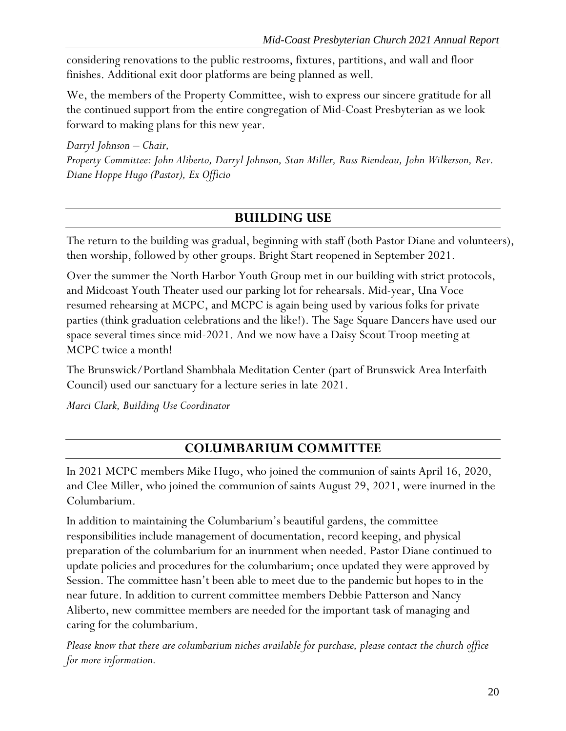considering renovations to the public restrooms, fixtures, partitions, and wall and floor finishes. Additional exit door platforms are being planned as well.

We, the members of the Property Committee, wish to express our sincere gratitude for all the continued support from the entire congregation of Mid-Coast Presbyterian as we look forward to making plans for this new year.

*Darryl Johnson – Chair,*
*Property Committee: John Aliberto, Darryl Johnson, Stan Miller, Russ Riendeau, John Wilkerson, Rev. Diane Hoppe Hugo (Pastor), Ex Officio*

## BUILDING USE

The return to the building was gradual, beginning with staff (both Pastor Diane and volunteers), then worship, followed by other groups. Bright Start reopened in September 2021.

Over the summer the North Harbor Youth Group met in our building with strict protocols, and Midcoast Youth Theater used our parking lot for rehearsals. Mid-year, Una Voce resumed rehearsing at MCPC, and MCPC is again being used by various folks for private parties (think graduation celebrations and the like!). The Sage Square Dancers have used our space several times since mid-2021. And we now have a Daisy Scout Troop meeting at MCPC twice a month!

The Brunswick/Portland Shambhala Meditation Center (part of Brunswick Area Interfaith Council) used our sanctuary for a lecture series in late 2021.

*Marci Clark, Building Use Coordinator*

## COLUMBARIUM COMMITTEE

In 2021 MCPC members Mike Hugo, who joined the communion of saints April 16, 2020, and Clee Miller, who joined the communion of saints August 29, 2021, were inurned in the Columbarium.

In addition to maintaining the Columbarium's beautiful gardens, the committee responsibilities include management of documentation, record keeping, and physical preparation of the columbarium for an inurnment when needed. Pastor Diane continued to update policies and procedures for the columbarium; once updated they were approved by Session. The committee hasn't been able to meet due to the pandemic but hopes to in the near future. In addition to current committee members Debbie Patterson and Nancy Aliberto, new committee members are needed for the important task of managing and caring for the columbarium.

*Please know that there are columbarium niches available for purchase, please contact the church office for more information.*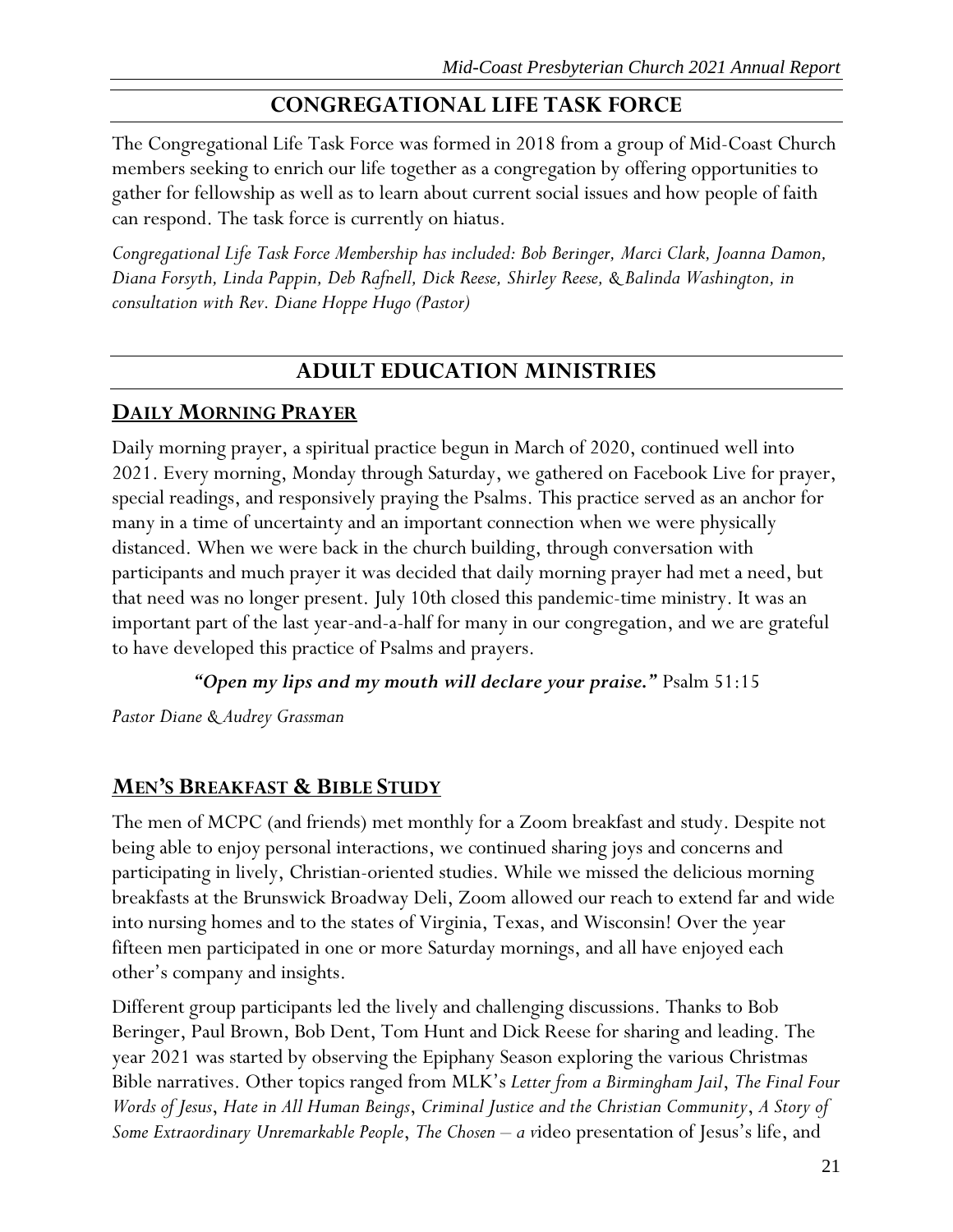## CONGREGATIONAL LIFE TASK FORCE

The Congregational Life Task Force was formed in 2018 from a group of Mid-Coast Church members seeking to enrich our life together as a congregation by offering opportunities to gather for fellowship as well as to learn about current social issues and how people of faith can respond. The task force is currently on hiatus.

*Congregational Life Task Force Membership has included: Bob Beringer, Marci Clark, Joanna Damon, Diana Forsyth, Linda Pappin, Deb Rafnell, Dick Reese, Shirley Reese, & Balinda Washington, in consultation with Rev. Diane Hoppe Hugo (Pastor)*

## ADULT EDUCATION MINISTRIES

### DAILY MORNING PRAYER

Daily morning prayer, a spiritual practice begun in March of 2020, continued well into 2021. Every morning, Monday through Saturday, we gathered on Facebook Live for prayer, special readings, and responsively praying the Psalms. This practice served as an anchor for many in a time of uncertainty and an important connection when we were physically distanced. When we were back in the church building, through conversation with participants and much prayer it was decided that daily morning prayer had met a need, but that need was no longer present. July 10th closed this pandemic-time ministry. It was an important part of the last year-and-a-half for many in our congregation, and we are grateful to have developed this practice of Psalms and prayers.

***"Open my lips and my mouth will declare your praise."*** Psalm 51:15

*Pastor Diane & Audrey Grassman*

### MEN'S BREAKFAST & BIBLE STUDY

The men of MCPC (and friends) met monthly for a Zoom breakfast and study. Despite not being able to enjoy personal interactions, we continued sharing joys and concerns and participating in lively, Christian-oriented studies. While we missed the delicious morning breakfasts at the Brunswick Broadway Deli, Zoom allowed our reach to extend far and wide into nursing homes and to the states of Virginia, Texas, and Wisconsin! Over the year fifteen men participated in one or more Saturday mornings, and all have enjoyed each other's company and insights.

Different group participants led the lively and challenging discussions. Thanks to Bob Beringer, Paul Brown, Bob Dent, Tom Hunt and Dick Reese for sharing and leading. The year 2021 was started by observing the Epiphany Season exploring the various Christmas Bible narratives. Other topics ranged from MLK's *Letter from a Birmingham Jail*, *The Final Four Words of Jesus*, *Hate in All Human Beings*, *Criminal Justice and the Christian Community*, *A Story of Some Extraordinary Unremarkable People*, *The Chosen – a v*ideo presentation of Jesus's life, and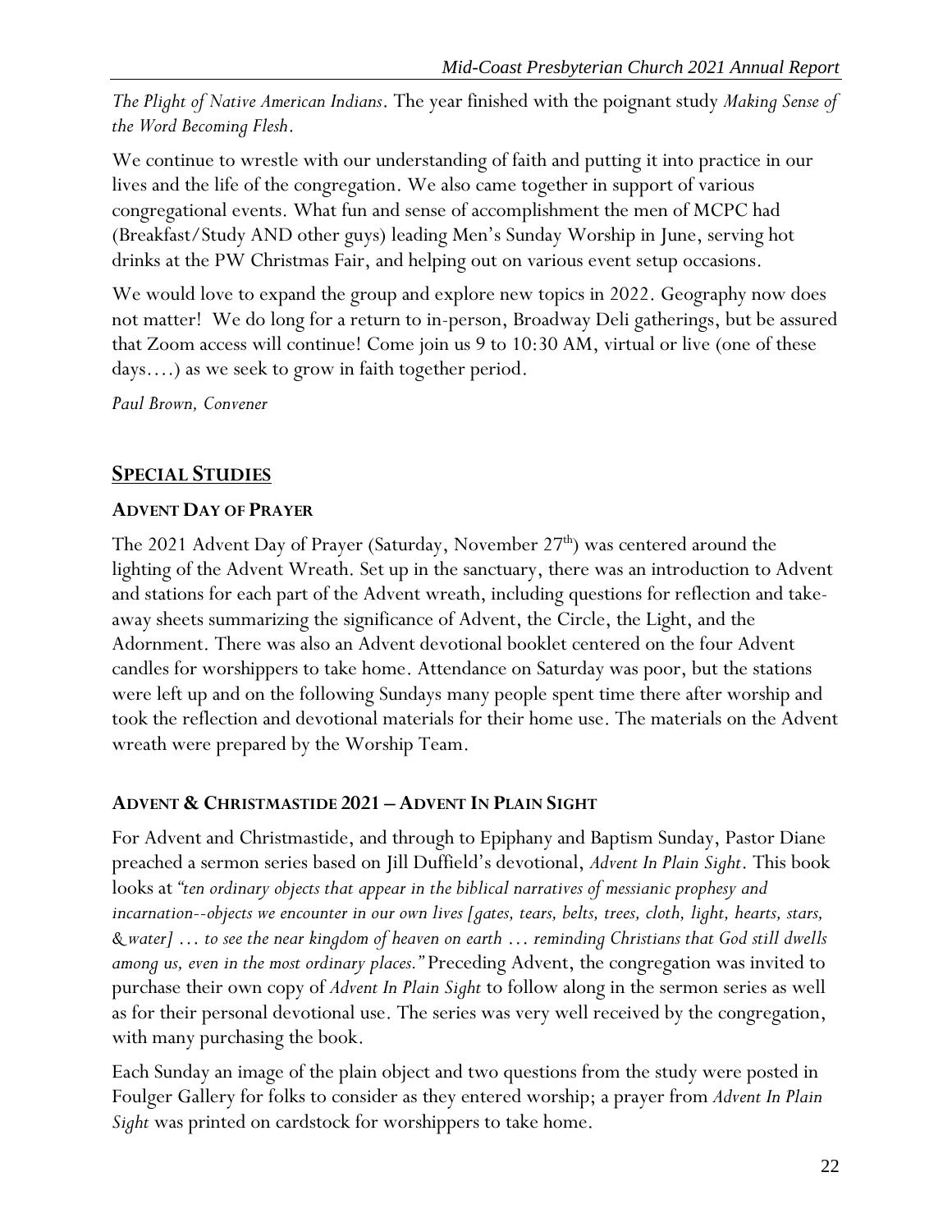*The Plight of Native American Indians*. The year finished with the poignant study *Making Sense of the Word Becoming Flesh*.

We continue to wrestle with our understanding of faith and putting it into practice in our lives and the life of the congregation. We also came together in support of various congregational events. What fun and sense of accomplishment the men of MCPC had (Breakfast/Study AND other guys) leading Men's Sunday Worship in June, serving hot drinks at the PW Christmas Fair, and helping out on various event setup occasions.

We would love to expand the group and explore new topics in 2022. Geography now does not matter! We do long for a return to in-person, Broadway Deli gatherings, but be assured that Zoom access will continue! Come join us 9 to 10:30 AM, virtual or live (one of these days….) as we seek to grow in faith together period.

*Paul Brown, Convener*

## SPECIAL STUDIES

### ADVENT DAY OF PRAYER

The 2021 Advent Day of Prayer (Saturday, November 27th) was centered around the lighting of the Advent Wreath. Set up in the sanctuary, there was an introduction to Advent and stations for each part of the Advent wreath, including questions for reflection and take-away sheets summarizing the significance of Advent, the Circle, the Light, and the Adornment. There was also an Advent devotional booklet centered on the four Advent candles for worshippers to take home. Attendance on Saturday was poor, but the stations were left up and on the following Sundays many people spent time there after worship and took the reflection and devotional materials for their home use. The materials on the Advent wreath were prepared by the Worship Team.

### ADVENT & CHRISTMASTIDE 2021 – ADVENT IN PLAIN SIGHT

For Advent and Christmastide, and through to Epiphany and Baptism Sunday, Pastor Diane preached a sermon series based on Jill Duffield's devotional, *Advent In Plain Sight*. This book looks at *"ten ordinary objects that appear in the biblical narratives of messianic prophesy and incarnation--objects we encounter in our own lives [gates, tears, belts, trees, cloth, light, hearts, stars, & water] … to see the near kingdom of heaven on earth … reminding Christians that God still dwells among us, even in the most ordinary places."* Preceding Advent, the congregation was invited to purchase their own copy of *Advent In Plain Sight* to follow along in the sermon series as well as for their personal devotional use. The series was very well received by the congregation, with many purchasing the book.

Each Sunday an image of the plain object and two questions from the study were posted in Foulger Gallery for folks to consider as they entered worship; a prayer from *Advent In Plain Sight* was printed on cardstock for worshippers to take home.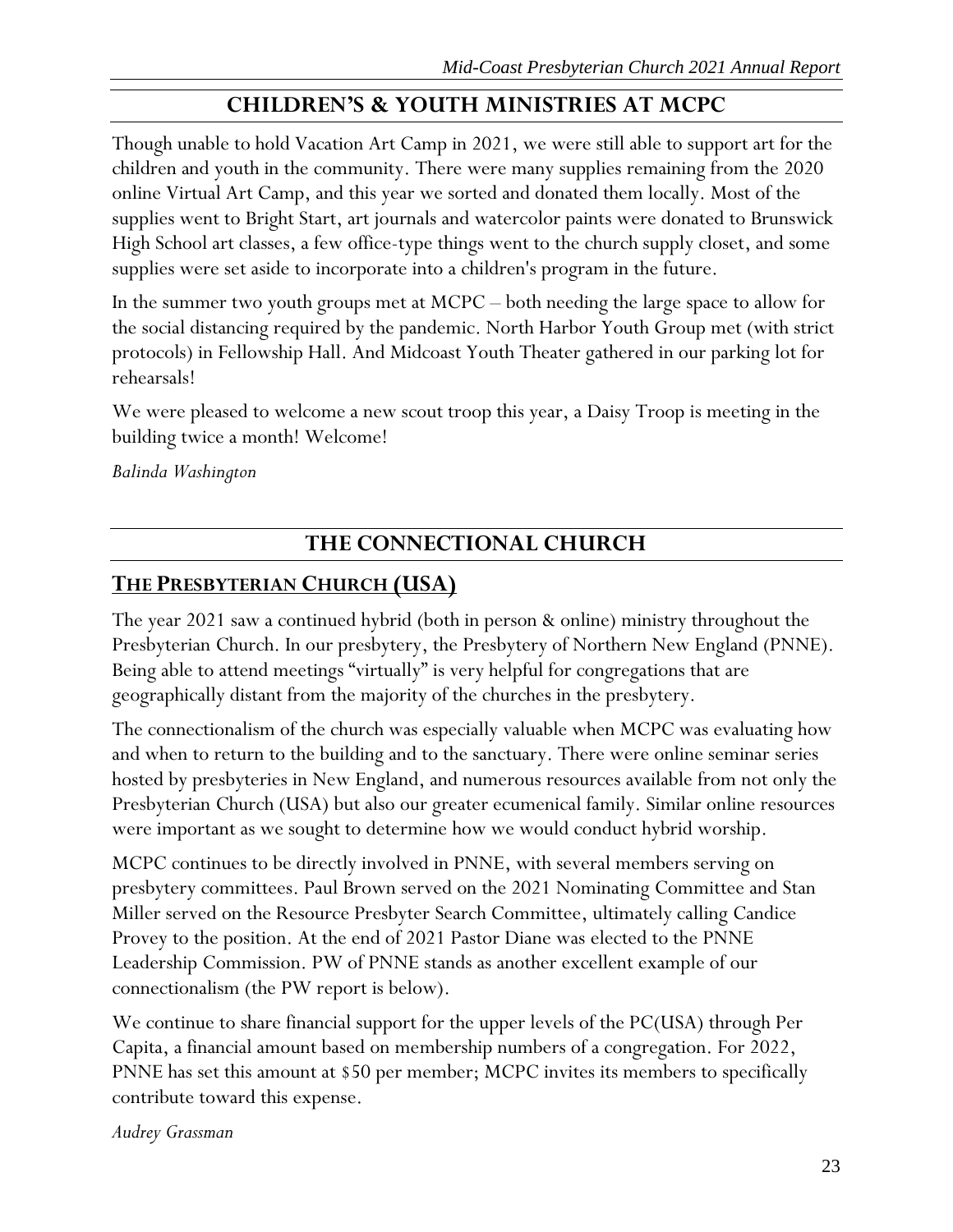## CHILDREN'S & YOUTH MINISTRIES AT MCPC

Though unable to hold Vacation Art Camp in 2021, we were still able to support art for the children and youth in the community. There were many supplies remaining from the 2020 online Virtual Art Camp, and this year we sorted and donated them locally. Most of the supplies went to Bright Start, art journals and watercolor paints were donated to Brunswick High School art classes, a few office-type things went to the church supply closet, and some supplies were set aside to incorporate into a children's program in the future.

In the summer two youth groups met at MCPC – both needing the large space to allow for the social distancing required by the pandemic. North Harbor Youth Group met (with strict protocols) in Fellowship Hall. And Midcoast Youth Theater gathered in our parking lot for rehearsals!

We were pleased to welcome a new scout troop this year, a Daisy Troop is meeting in the building twice a month! Welcome!

*Balinda Washington*

## THE CONNECTIONAL CHURCH

### THE PRESBYTERIAN CHURCH (USA)

The year 2021 saw a continued hybrid (both in person & online) ministry throughout the Presbyterian Church. In our presbytery, the Presbytery of Northern New England (PNNE). Being able to attend meetings "virtually" is very helpful for congregations that are geographically distant from the majority of the churches in the presbytery.

The connectionalism of the church was especially valuable when MCPC was evaluating how and when to return to the building and to the sanctuary. There were online seminar series hosted by presbyteries in New England, and numerous resources available from not only the Presbyterian Church (USA) but also our greater ecumenical family. Similar online resources were important as we sought to determine how we would conduct hybrid worship.

MCPC continues to be directly involved in PNNE, with several members serving on presbytery committees. Paul Brown served on the 2021 Nominating Committee and Stan Miller served on the Resource Presbyter Search Committee, ultimately calling Candice Provey to the position. At the end of 2021 Pastor Diane was elected to the PNNE Leadership Commission. PW of PNNE stands as another excellent example of our connectionalism (the PW report is below).

We continue to share financial support for the upper levels of the PC(USA) through Per Capita, a financial amount based on membership numbers of a congregation. For 2022, PNNE has set this amount at $50 per member; MCPC invites its members to specifically contribute toward this expense.

*Audrey Grassman*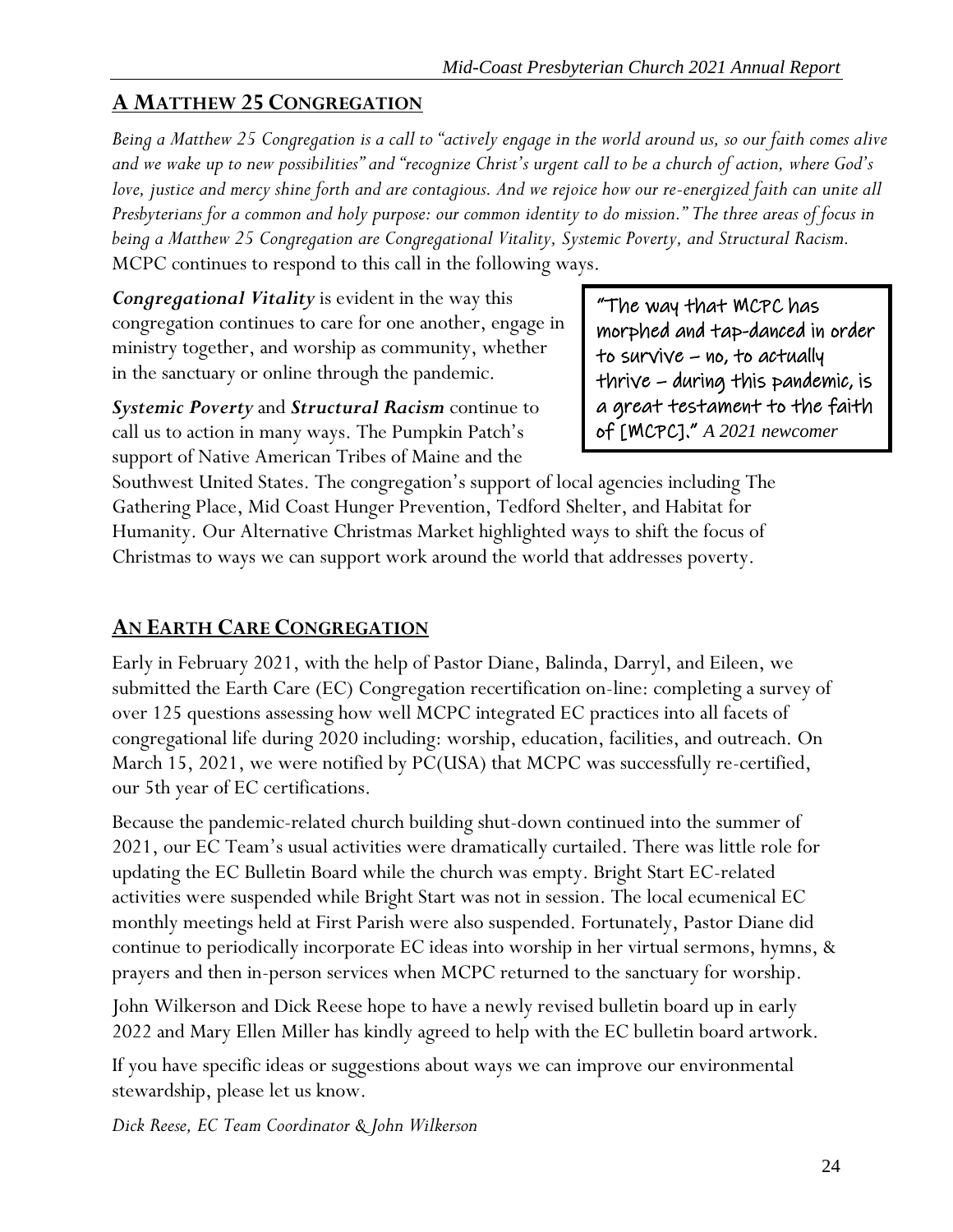## A MATTHEW 25 CONGREGATION

*Being a Matthew 25 Congregation is a call to "actively engage in the world around us, so our faith comes alive and we wake up to new possibilities" and "recognize Christ's urgent call to be a church of action, where God's love, justice and mercy shine forth and are contagious. And we rejoice how our re-energized faith can unite all Presbyterians for a common and holy purpose: our common identity to do mission." The three areas of focus in being a Matthew 25 Congregation are Congregational Vitality, Systemic Poverty, and Structural Racism.* MCPC continues to respond to this call in the following ways.

***Congregational Vitality*** is evident in the way this congregation continues to care for one another, engage in ministry together, and worship as community, whether in the sanctuary or online through the pandemic.

> "The way that MCPC has morphed and tap-danced in order to survive – no, to actually thrive – during this pandemic, is a great testament to the faith of [MCPC]." *A 2021 newcomer*

***Systemic Poverty*** and ***Structural Racism*** continue to call us to action in many ways. The Pumpkin Patch's support of Native American Tribes of Maine and the Southwest United States. The congregation's support of local agencies including The Gathering Place, Mid Coast Hunger Prevention, Tedford Shelter, and Habitat for Humanity. Our Alternative Christmas Market highlighted ways to shift the focus of Christmas to ways we can support work around the world that addresses poverty.

## AN EARTH CARE CONGREGATION

Early in February 2021, with the help of Pastor Diane, Balinda, Darryl, and Eileen, we submitted the Earth Care (EC) Congregation recertification on-line: completing a survey of over 125 questions assessing how well MCPC integrated EC practices into all facets of congregational life during 2020 including: worship, education, facilities, and outreach. On March 15, 2021, we were notified by PC(USA) that MCPC was successfully re-certified, our 5th year of EC certifications.

Because the pandemic-related church building shut-down continued into the summer of 2021, our EC Team's usual activities were dramatically curtailed. There was little role for updating the EC Bulletin Board while the church was empty. Bright Start EC-related activities were suspended while Bright Start was not in session. The local ecumenical EC monthly meetings held at First Parish were also suspended. Fortunately, Pastor Diane did continue to periodically incorporate EC ideas into worship in her virtual sermons, hymns, & prayers and then in-person services when MCPC returned to the sanctuary for worship.

John Wilkerson and Dick Reese hope to have a newly revised bulletin board up in early 2022 and Mary Ellen Miller has kindly agreed to help with the EC bulletin board artwork.

If you have specific ideas or suggestions about ways we can improve our environmental stewardship, please let us know.

*Dick Reese, EC Team Coordinator & John Wilkerson*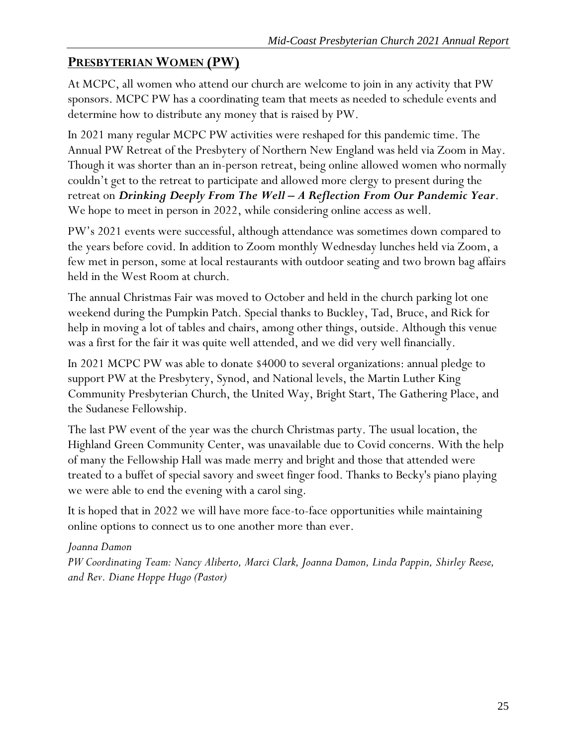## **PRESBYTERIAN WOMEN (PW)**

At MCPC, all women who attend our church are welcome to join in any activity that PW sponsors. MCPC PW has a coordinating team that meets as needed to schedule events and determine how to distribute any money that is raised by PW.

In 2021 many regular MCPC PW activities were reshaped for this pandemic time. The Annual PW Retreat of the Presbytery of Northern New England was held via Zoom in May. Though it was shorter than an in-person retreat, being online allowed women who normally couldn't get to the retreat to participate and allowed more clergy to present during the retreat on ***Drinking Deeply From The Well – A Reflection From Our Pandemic Year***. We hope to meet in person in 2022, while considering online access as well.

PW's 2021 events were successful, although attendance was sometimes down compared to the years before covid. In addition to Zoom monthly Wednesday lunches held via Zoom, a few met in person, some at local restaurants with outdoor seating and two brown bag affairs held in the West Room at church.

The annual Christmas Fair was moved to October and held in the church parking lot one weekend during the Pumpkin Patch. Special thanks to Buckley, Tad, Bruce, and Rick for help in moving a lot of tables and chairs, among other things, outside. Although this venue was a first for the fair it was quite well attended, and we did very well financially.

In 2021 MCPC PW was able to donate $4000 to several organizations: annual pledge to support PW at the Presbytery, Synod, and National levels, the Martin Luther King Community Presbyterian Church, the United Way, Bright Start, The Gathering Place, and the Sudanese Fellowship.

The last PW event of the year was the church Christmas party. The usual location, the Highland Green Community Center, was unavailable due to Covid concerns. With the help of many the Fellowship Hall was made merry and bright and those that attended were treated to a buffet of special savory and sweet finger food. Thanks to Becky's piano playing we were able to end the evening with a carol sing.

It is hoped that in 2022 we will have more face-to-face opportunities while maintaining online options to connect us to one another more than ever.

*Joanna Damon*
*PW Coordinating Team: Nancy Aliberto, Marci Clark, Joanna Damon, Linda Pappin, Shirley Reese, and Rev. Diane Hoppe Hugo (Pastor)*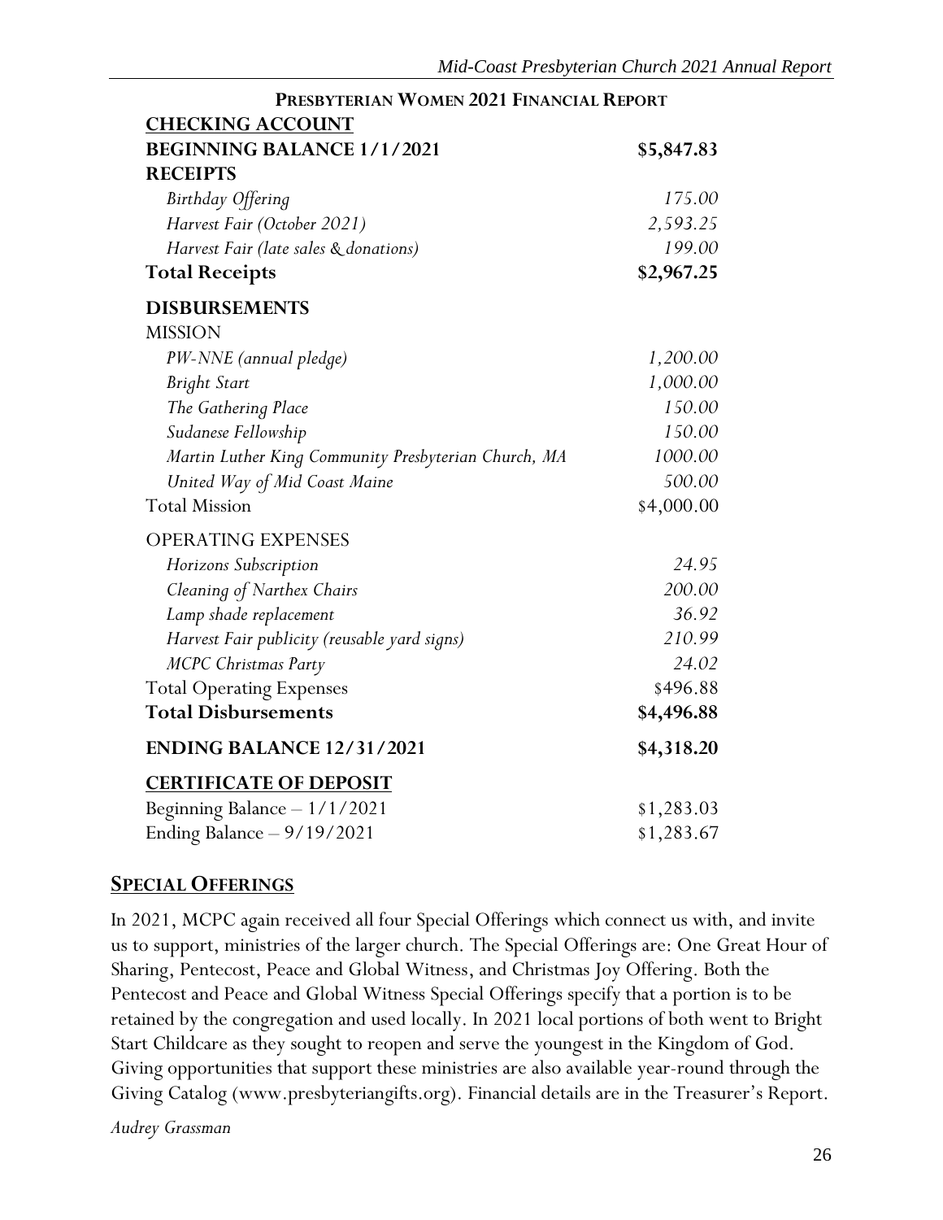## Presbyterian Women 2021 Financial Report

| | |
|---|---|
| **CHECKING ACCOUNT** | |
| **BEGINNING BALANCE 1/1/2021** | **$5,847.83** |
| **RECEIPTS** | |
| *Birthday Offering* | *175.00* |
| *Harvest Fair (October 2021)* | *2,593.25* |
| *Harvest Fair (late sales & donations)* | *199.00* |
| **Total Receipts** | **$2,967.25** |
| **DISBURSEMENTS** | |
| MISSION | |
| *PW-NNE (annual pledge)* | *1,200.00* |
| *Bright Start* | *1,000.00* |
| *The Gathering Place* | *150.00* |
| *Sudanese Fellowship* | *150.00* |
| *Martin Luther King Community Presbyterian Church, MA* | *1000.00* |
| *United Way of Mid Coast Maine* | *500.00* |
| Total Mission | $4,000.00 |
| OPERATING EXPENSES | |
| *Horizons Subscription* | *24.95* |
| *Cleaning of Narthex Chairs* | *200.00* |
| *Lamp shade replacement* | *36.92* |
| *Harvest Fair publicity (reusable yard signs)* | *210.99* |
| *MCPC Christmas Party* | *24.02* |
| Total Operating Expenses | $496.88 |
| **Total Disbursements** | **$4,496.88** |
| **ENDING BALANCE 12/31/2021** | **$4,318.20** |
| **CERTIFICATE OF DEPOSIT** | |
| Beginning Balance – 1/1/2021 | $1,283.03 |
| Ending Balance – 9/19/2021 | $1,283.67 |

## Special Offerings

In 2021, MCPC again received all four Special Offerings which connect us with, and invite us to support, ministries of the larger church. The Special Offerings are: One Great Hour of Sharing, Pentecost, Peace and Global Witness, and Christmas Joy Offering. Both the Pentecost and Peace and Global Witness Special Offerings specify that a portion is to be retained by the congregation and used locally. In 2021 local portions of both went to Bright Start Childcare as they sought to reopen and serve the youngest in the Kingdom of God. Giving opportunities that support these ministries are also available year-round through the Giving Catalog (www.presbyteriangifts.org). Financial details are in the Treasurer's Report.

*Audrey Grassman*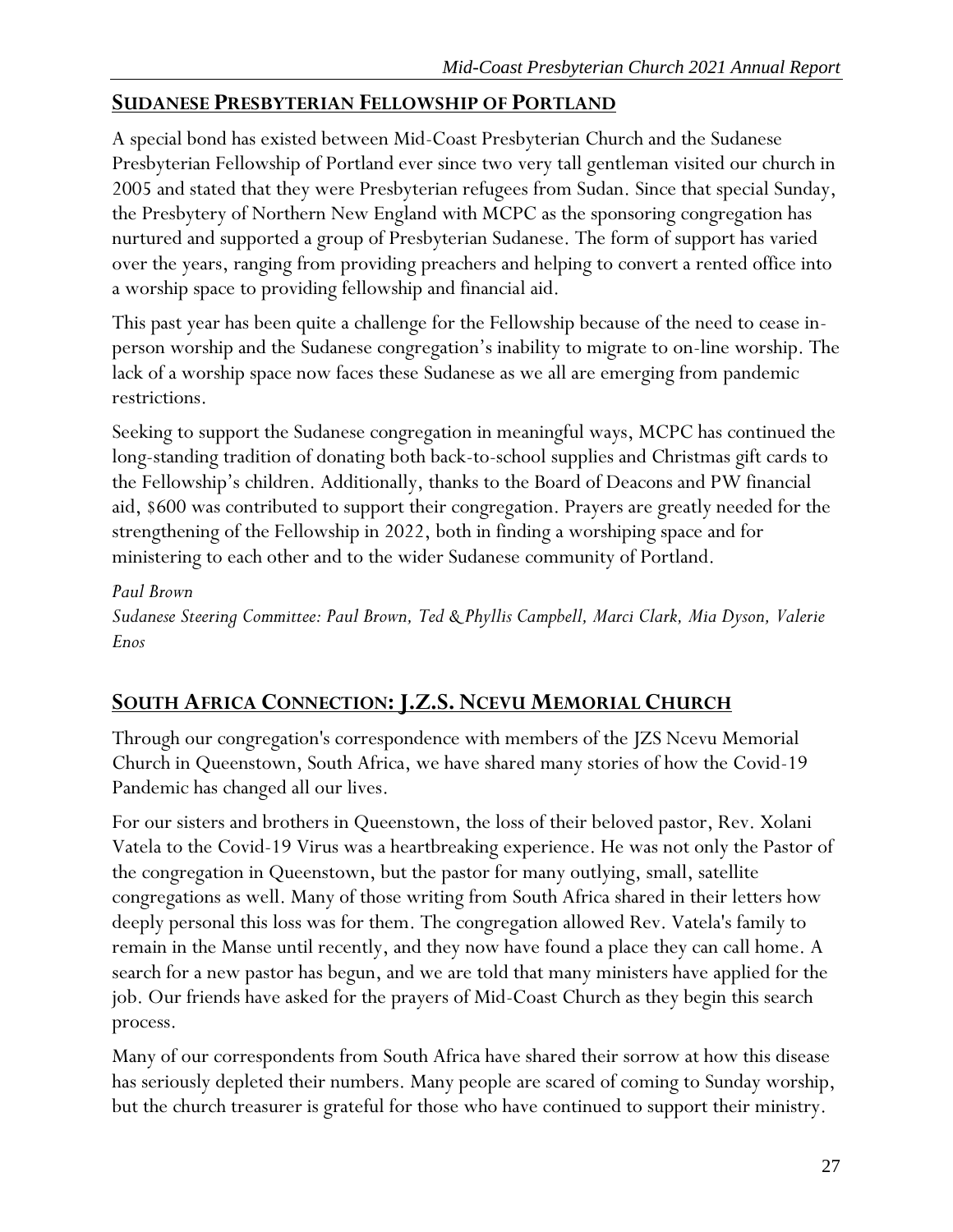## SUDANESE PRESBYTERIAN FELLOWSHIP OF PORTLAND

A special bond has existed between Mid-Coast Presbyterian Church and the Sudanese Presbyterian Fellowship of Portland ever since two very tall gentleman visited our church in 2005 and stated that they were Presbyterian refugees from Sudan. Since that special Sunday, the Presbytery of Northern New England with MCPC as the sponsoring congregation has nurtured and supported a group of Presbyterian Sudanese. The form of support has varied over the years, ranging from providing preachers and helping to convert a rented office into a worship space to providing fellowship and financial aid.

This past year has been quite a challenge for the Fellowship because of the need to cease in-person worship and the Sudanese congregation's inability to migrate to on-line worship. The lack of a worship space now faces these Sudanese as we all are emerging from pandemic restrictions.

Seeking to support the Sudanese congregation in meaningful ways, MCPC has continued the long-standing tradition of donating both back-to-school supplies and Christmas gift cards to the Fellowship's children. Additionally, thanks to the Board of Deacons and PW financial aid, $600 was contributed to support their congregation. Prayers are greatly needed for the strengthening of the Fellowship in 2022, both in finding a worshiping space and for ministering to each other and to the wider Sudanese community of Portland.

*Paul Brown*
*Sudanese Steering Committee: Paul Brown, Ted & Phyllis Campbell, Marci Clark, Mia Dyson, Valerie Enos*

## SOUTH AFRICA CONNECTION: J.Z.S. NCEVU MEMORIAL CHURCH

Through our congregation's correspondence with members of the JZS Ncevu Memorial Church in Queenstown, South Africa, we have shared many stories of how the Covid-19 Pandemic has changed all our lives.

For our sisters and brothers in Queenstown, the loss of their beloved pastor, Rev. Xolani Vatela to the Covid-19 Virus was a heartbreaking experience. He was not only the Pastor of the congregation in Queenstown, but the pastor for many outlying, small, satellite congregations as well. Many of those writing from South Africa shared in their letters how deeply personal this loss was for them. The congregation allowed Rev. Vatela's family to remain in the Manse until recently, and they now have found a place they can call home. A search for a new pastor has begun, and we are told that many ministers have applied for the job. Our friends have asked for the prayers of Mid-Coast Church as they begin this search process.

Many of our correspondents from South Africa have shared their sorrow at how this disease has seriously depleted their numbers. Many people are scared of coming to Sunday worship, but the church treasurer is grateful for those who have continued to support their ministry.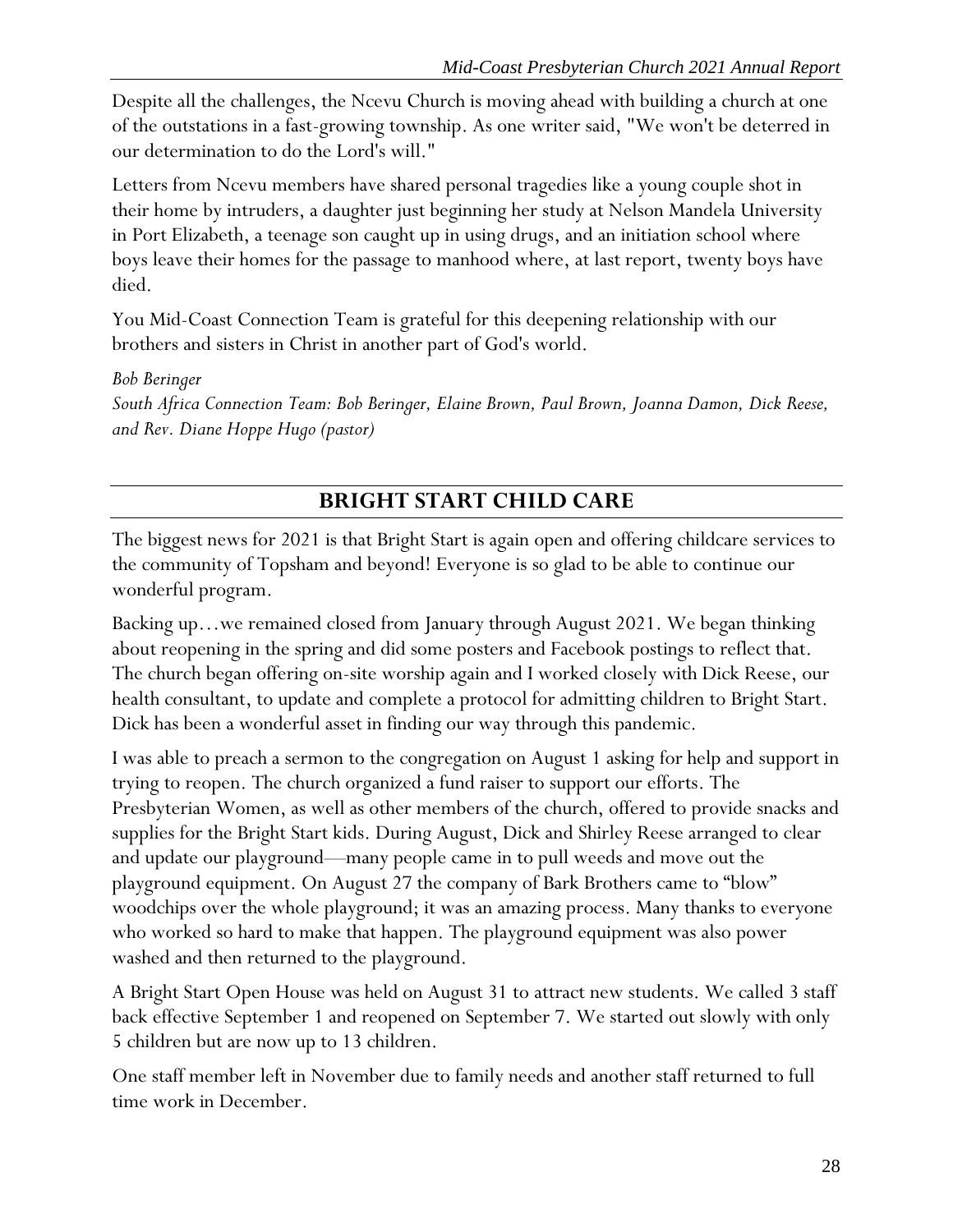Despite all the challenges, the Ncevu Church is moving ahead with building a church at one of the outstations in a fast-growing township. As one writer said, "We won't be deterred in our determination to do the Lord's will."

Letters from Ncevu members have shared personal tragedies like a young couple shot in their home by intruders, a daughter just beginning her study at Nelson Mandela University in Port Elizabeth, a teenage son caught up in using drugs, and an initiation school where boys leave their homes for the passage to manhood where, at last report, twenty boys have died.

You Mid-Coast Connection Team is grateful for this deepening relationship with our brothers and sisters in Christ in another part of God's world.

*Bob Beringer*
*South Africa Connection Team: Bob Beringer, Elaine Brown, Paul Brown, Joanna Damon, Dick Reese, and Rev. Diane Hoppe Hugo (pastor)*

## BRIGHT START CHILD CARE

The biggest news for 2021 is that Bright Start is again open and offering childcare services to the community of Topsham and beyond! Everyone is so glad to be able to continue our wonderful program.

Backing up…we remained closed from January through August 2021. We began thinking about reopening in the spring and did some posters and Facebook postings to reflect that. The church began offering on-site worship again and I worked closely with Dick Reese, our health consultant, to update and complete a protocol for admitting children to Bright Start. Dick has been a wonderful asset in finding our way through this pandemic.

I was able to preach a sermon to the congregation on August 1 asking for help and support in trying to reopen. The church organized a fund raiser to support our efforts. The Presbyterian Women, as well as other members of the church, offered to provide snacks and supplies for the Bright Start kids. During August, Dick and Shirley Reese arranged to clear and update our playground—many people came in to pull weeds and move out the playground equipment. On August 27 the company of Bark Brothers came to "blow" woodchips over the whole playground; it was an amazing process. Many thanks to everyone who worked so hard to make that happen. The playground equipment was also power washed and then returned to the playground.

A Bright Start Open House was held on August 31 to attract new students. We called 3 staff back effective September 1 and reopened on September 7. We started out slowly with only 5 children but are now up to 13 children.

One staff member left in November due to family needs and another staff returned to full time work in December.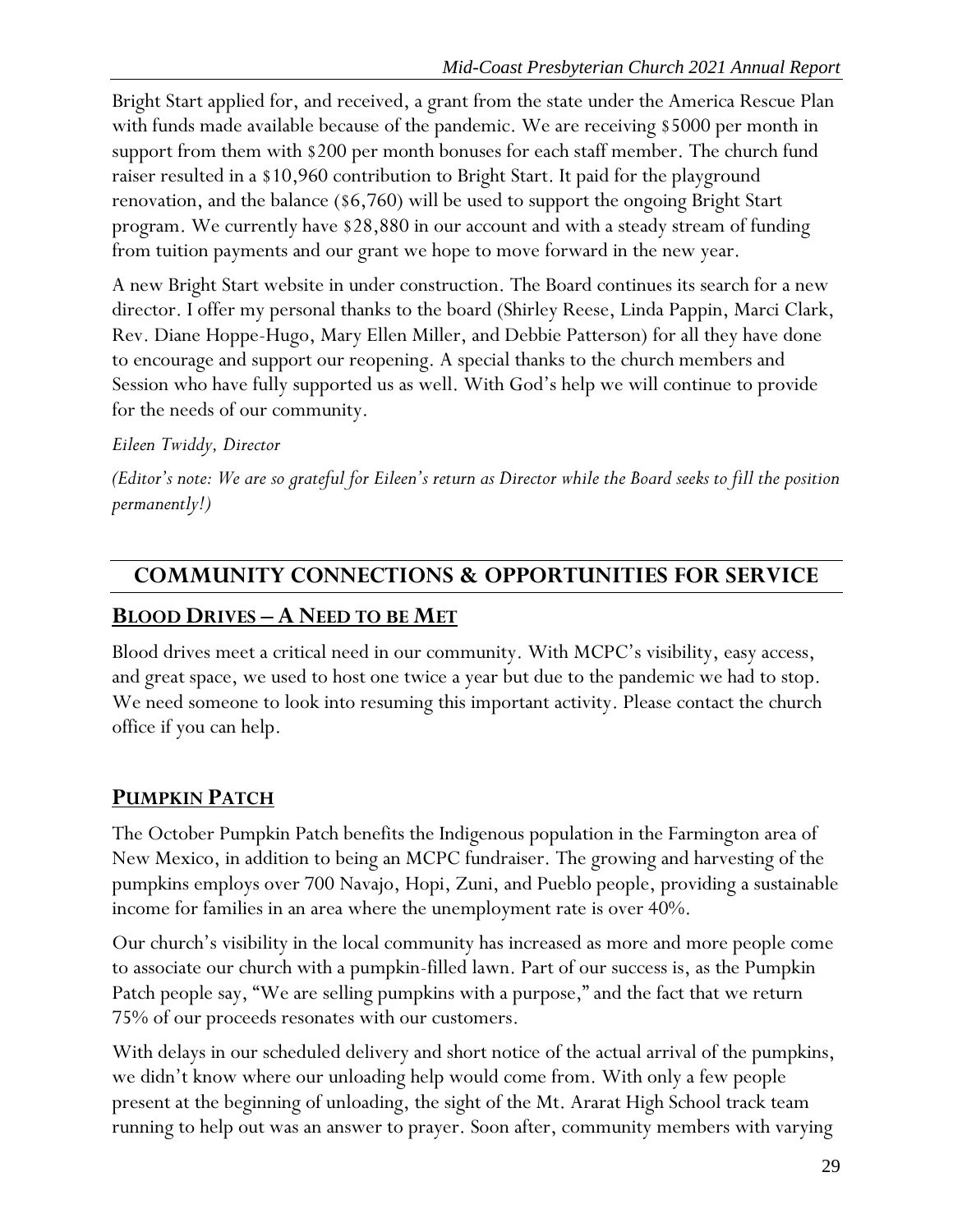Bright Start applied for, and received, a grant from the state under the America Rescue Plan with funds made available because of the pandemic. We are receiving $5000 per month in support from them with $200 per month bonuses for each staff member. The church fund raiser resulted in a $10,960 contribution to Bright Start. It paid for the playground renovation, and the balance ($6,760) will be used to support the ongoing Bright Start program. We currently have $28,880 in our account and with a steady stream of funding from tuition payments and our grant we hope to move forward in the new year.

A new Bright Start website in under construction. The Board continues its search for a new director. I offer my personal thanks to the board (Shirley Reese, Linda Pappin, Marci Clark, Rev. Diane Hoppe-Hugo, Mary Ellen Miller, and Debbie Patterson) for all they have done to encourage and support our reopening. A special thanks to the church members and Session who have fully supported us as well. With God's help we will continue to provide for the needs of our community.

*Eileen Twiddy, Director*

*(Editor's note: We are so grateful for Eileen's return as Director while the Board seeks to fill the position permanently!)*

## COMMUNITY CONNECTIONS & OPPORTUNITIES FOR SERVICE

### BLOOD DRIVES – A NEED TO BE MET

Blood drives meet a critical need in our community. With MCPC's visibility, easy access, and great space, we used to host one twice a year but due to the pandemic we had to stop. We need someone to look into resuming this important activity. Please contact the church office if you can help.

### PUMPKIN PATCH

The October Pumpkin Patch benefits the Indigenous population in the Farmington area of New Mexico, in addition to being an MCPC fundraiser. The growing and harvesting of the pumpkins employs over 700 Navajo, Hopi, Zuni, and Pueblo people, providing a sustainable income for families in an area where the unemployment rate is over 40%.

Our church's visibility in the local community has increased as more and more people come to associate our church with a pumpkin-filled lawn. Part of our success is, as the Pumpkin Patch people say, "We are selling pumpkins with a purpose," and the fact that we return 75% of our proceeds resonates with our customers.

With delays in our scheduled delivery and short notice of the actual arrival of the pumpkins, we didn't know where our unloading help would come from. With only a few people present at the beginning of unloading, the sight of the Mt. Ararat High School track team running to help out was an answer to prayer. Soon after, community members with varying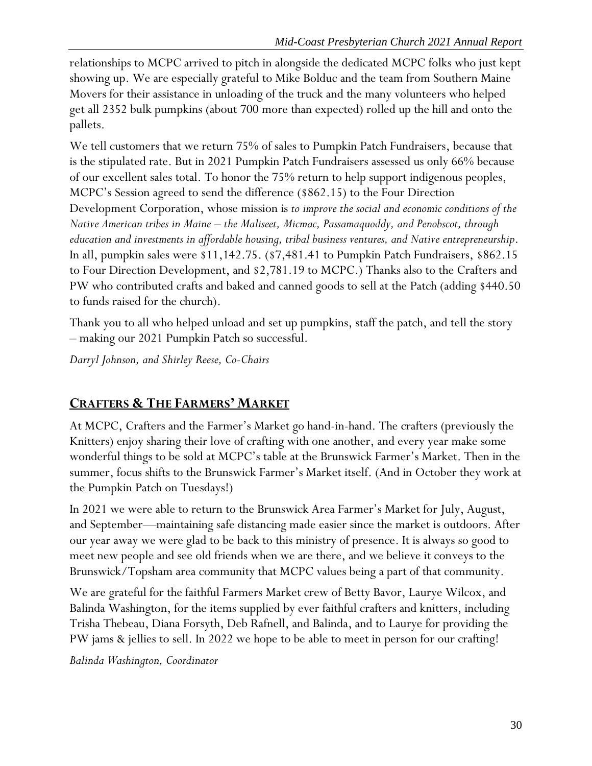relationships to MCPC arrived to pitch in alongside the dedicated MCPC folks who just kept showing up. We are especially grateful to Mike Bolduc and the team from Southern Maine Movers for their assistance in unloading of the truck and the many volunteers who helped get all 2352 bulk pumpkins (about 700 more than expected) rolled up the hill and onto the pallets.

We tell customers that we return 75% of sales to Pumpkin Patch Fundraisers, because that is the stipulated rate. But in 2021 Pumpkin Patch Fundraisers assessed us only 66% because of our excellent sales total. To honor the 75% return to help support indigenous peoples, MCPC's Session agreed to send the difference ($862.15) to the Four Direction Development Corporation, whose mission is *to improve the social and economic conditions of the Native American tribes in Maine – the Maliseet, Micmac, Passamaquoddy, and Penobscot, through education and investments in affordable housing, tribal business ventures, and Native entrepreneurship*. In all, pumpkin sales were $11,142.75. ($7,481.41 to Pumpkin Patch Fundraisers, $862.15 to Four Direction Development, and $2,781.19 to MCPC.) Thanks also to the Crafters and PW who contributed crafts and baked and canned goods to sell at the Patch (adding $440.50 to funds raised for the church).

Thank you to all who helped unload and set up pumpkins, staff the patch, and tell the story – making our 2021 Pumpkin Patch so successful.

*Darryl Johnson, and Shirley Reese, Co-Chairs*

## **CRAFTERS & THE FARMERS' MARKET**

At MCPC, Crafters and the Farmer's Market go hand-in-hand. The crafters (previously the Knitters) enjoy sharing their love of crafting with one another, and every year make some wonderful things to be sold at MCPC's table at the Brunswick Farmer's Market. Then in the summer, focus shifts to the Brunswick Farmer's Market itself. (And in October they work at the Pumpkin Patch on Tuesdays!)

In 2021 we were able to return to the Brunswick Area Farmer's Market for July, August, and September—maintaining safe distancing made easier since the market is outdoors. After our year away we were glad to be back to this ministry of presence. It is always so good to meet new people and see old friends when we are there, and we believe it conveys to the Brunswick/Topsham area community that MCPC values being a part of that community.

We are grateful for the faithful Farmers Market crew of Betty Bavor, Laurye Wilcox, and Balinda Washington, for the items supplied by ever faithful crafters and knitters, including Trisha Thebeau, Diana Forsyth, Deb Rafnell, and Balinda, and to Laurye for providing the PW jams & jellies to sell. In 2022 we hope to be able to meet in person for our crafting!

*Balinda Washington, Coordinator*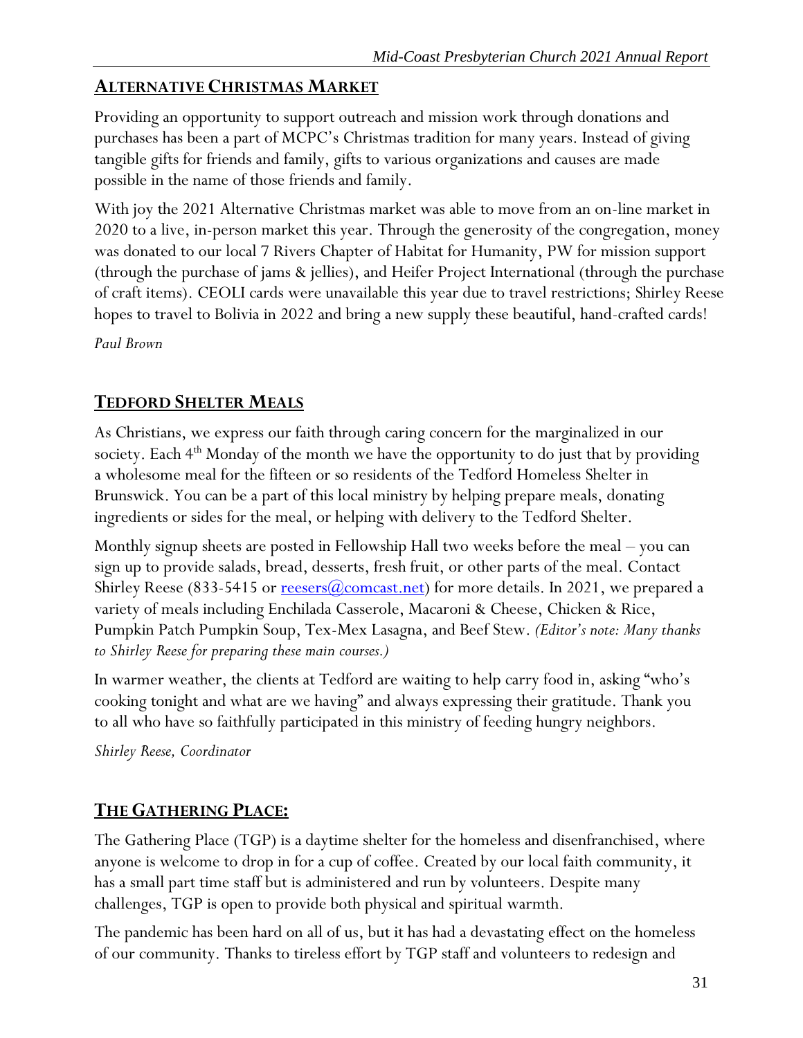## ALTERNATIVE CHRISTMAS MARKET

Providing an opportunity to support outreach and mission work through donations and purchases has been a part of MCPC's Christmas tradition for many years. Instead of giving tangible gifts for friends and family, gifts to various organizations and causes are made possible in the name of those friends and family.

With joy the 2021 Alternative Christmas market was able to move from an on-line market in 2020 to a live, in-person market this year. Through the generosity of the congregation, money was donated to our local 7 Rivers Chapter of Habitat for Humanity, PW for mission support (through the purchase of jams & jellies), and Heifer Project International (through the purchase of craft items). CEOLI cards were unavailable this year due to travel restrictions; Shirley Reese hopes to travel to Bolivia in 2022 and bring a new supply these beautiful, hand-crafted cards!

*Paul Brown*

## TEDFORD SHELTER MEALS

As Christians, we express our faith through caring concern for the marginalized in our society. Each 4th Monday of the month we have the opportunity to do just that by providing a wholesome meal for the fifteen or so residents of the Tedford Homeless Shelter in Brunswick. You can be a part of this local ministry by helping prepare meals, donating ingredients or sides for the meal, or helping with delivery to the Tedford Shelter.

Monthly signup sheets are posted in Fellowship Hall two weeks before the meal – you can sign up to provide salads, bread, desserts, fresh fruit, or other parts of the meal. Contact Shirley Reese (833-5415 or reesers@comcast.net) for more details. In 2021, we prepared a variety of meals including Enchilada Casserole, Macaroni & Cheese, Chicken & Rice, Pumpkin Patch Pumpkin Soup, Tex-Mex Lasagna, and Beef Stew. *(Editor's note: Many thanks to Shirley Reese for preparing these main courses.)*

In warmer weather, the clients at Tedford are waiting to help carry food in, asking "who's cooking tonight and what are we having" and always expressing their gratitude. Thank you to all who have so faithfully participated in this ministry of feeding hungry neighbors.

*Shirley Reese, Coordinator*

## THE GATHERING PLACE:

The Gathering Place (TGP) is a daytime shelter for the homeless and disenfranchised, where anyone is welcome to drop in for a cup of coffee. Created by our local faith community, it has a small part time staff but is administered and run by volunteers. Despite many challenges, TGP is open to provide both physical and spiritual warmth.

The pandemic has been hard on all of us, but it has had a devastating effect on the homeless of our community. Thanks to tireless effort by TGP staff and volunteers to redesign and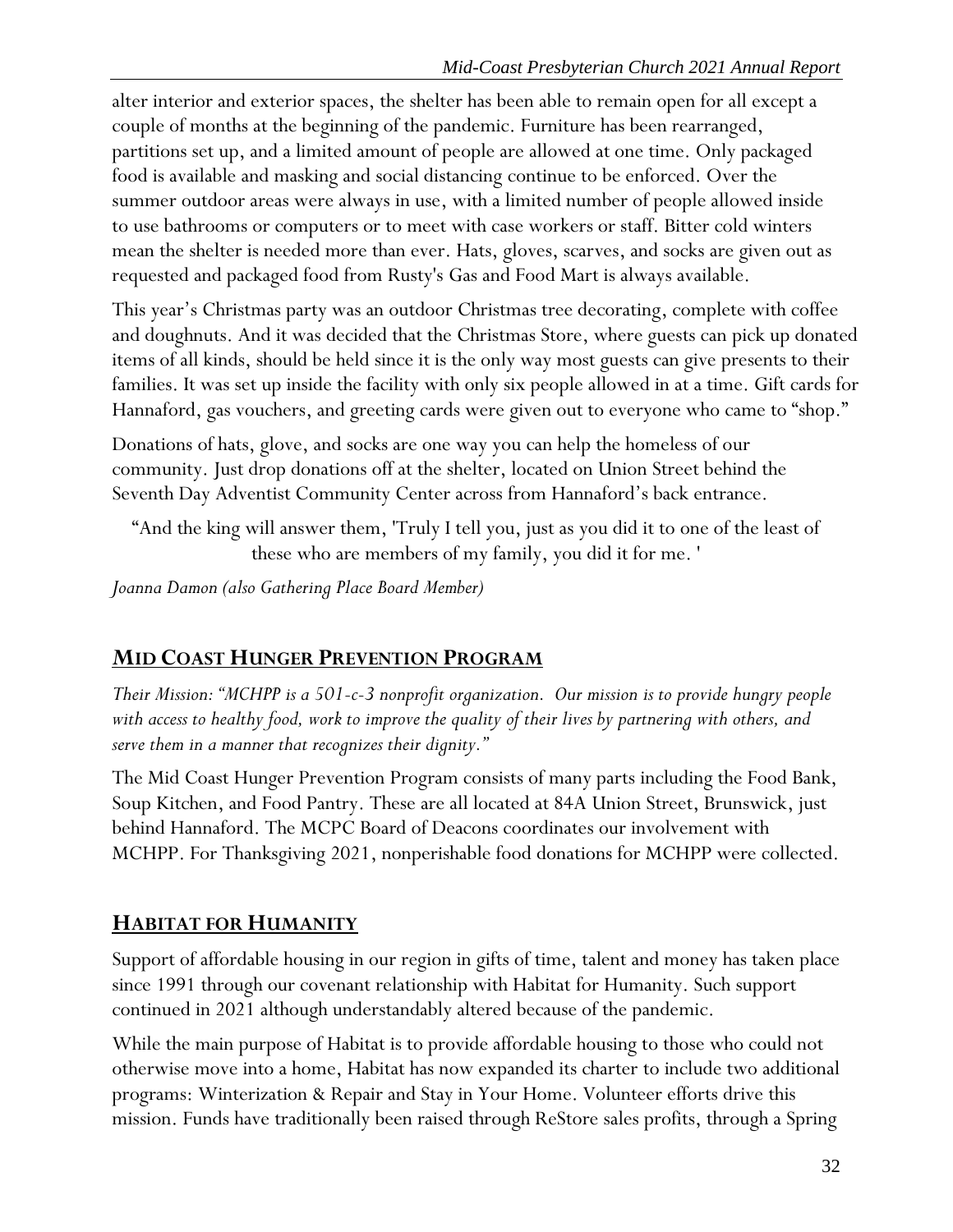alter interior and exterior spaces, the shelter has been able to remain open for all except a couple of months at the beginning of the pandemic. Furniture has been rearranged, partitions set up, and a limited amount of people are allowed at one time. Only packaged food is available and masking and social distancing continue to be enforced. Over the summer outdoor areas were always in use, with a limited number of people allowed inside to use bathrooms or computers or to meet with case workers or staff. Bitter cold winters mean the shelter is needed more than ever. Hats, gloves, scarves, and socks are given out as requested and packaged food from Rusty's Gas and Food Mart is always available.

This year's Christmas party was an outdoor Christmas tree decorating, complete with coffee and doughnuts. And it was decided that the Christmas Store, where guests can pick up donated items of all kinds, should be held since it is the only way most guests can give presents to their families. It was set up inside the facility with only six people allowed in at a time. Gift cards for Hannaford, gas vouchers, and greeting cards were given out to everyone who came to "shop."

Donations of hats, glove, and socks are one way you can help the homeless of our community. Just drop donations off at the shelter, located on Union Street behind the Seventh Day Adventist Community Center across from Hannaford's back entrance.

"And the king will answer them, 'Truly I tell you, just as you did it to one of the least of these who are members of my family, you did it for me. '

*Joanna Damon (also Gathering Place Board Member)*

## MID COAST HUNGER PREVENTION PROGRAM

*Their Mission: "MCHPP is a 501-c-3 nonprofit organization. Our mission is to provide hungry people with access to healthy food, work to improve the quality of their lives by partnering with others, and serve them in a manner that recognizes their dignity."*

The Mid Coast Hunger Prevention Program consists of many parts including the Food Bank, Soup Kitchen, and Food Pantry. These are all located at 84A Union Street, Brunswick, just behind Hannaford. The MCPC Board of Deacons coordinates our involvement with MCHPP. For Thanksgiving 2021, nonperishable food donations for MCHPP were collected.

## HABITAT FOR HUMANITY

Support of affordable housing in our region in gifts of time, talent and money has taken place since 1991 through our covenant relationship with Habitat for Humanity. Such support continued in 2021 although understandably altered because of the pandemic.

While the main purpose of Habitat is to provide affordable housing to those who could not otherwise move into a home, Habitat has now expanded its charter to include two additional programs: Winterization & Repair and Stay in Your Home. Volunteer efforts drive this mission. Funds have traditionally been raised through ReStore sales profits, through a Spring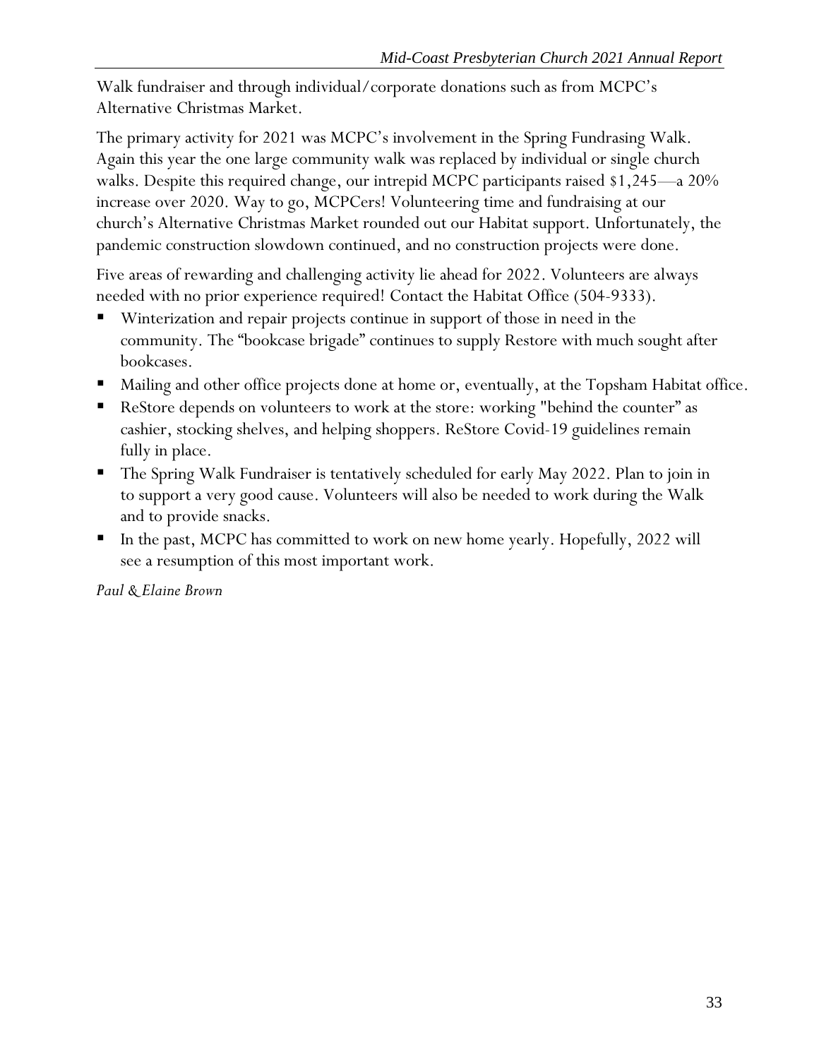Walk fundraiser and through individual/corporate donations such as from MCPC's Alternative Christmas Market.

The primary activity for 2021 was MCPC's involvement in the Spring Fundrasing Walk. Again this year the one large community walk was replaced by individual or single church walks. Despite this required change, our intrepid MCPC participants raised $1,245—a 20% increase over 2020. Way to go, MCPCers! Volunteering time and fundraising at our church's Alternative Christmas Market rounded out our Habitat support. Unfortunately, the pandemic construction slowdown continued, and no construction projects were done.

Five areas of rewarding and challenging activity lie ahead for 2022. Volunteers are always needed with no prior experience required! Contact the Habitat Office (504-9333).

- Winterization and repair projects continue in support of those in need in the community. The "bookcase brigade" continues to supply Restore with much sought after bookcases.
- Mailing and other office projects done at home or, eventually, at the Topsham Habitat office.
- ReStore depends on volunteers to work at the store: working "behind the counter" as cashier, stocking shelves, and helping shoppers. ReStore Covid-19 guidelines remain fully in place.
- The Spring Walk Fundraiser is tentatively scheduled for early May 2022. Plan to join in to support a very good cause. Volunteers will also be needed to work during the Walk and to provide snacks.
- In the past, MCPC has committed to work on new home yearly. Hopefully, 2022 will see a resumption of this most important work.

*Paul & Elaine Brown*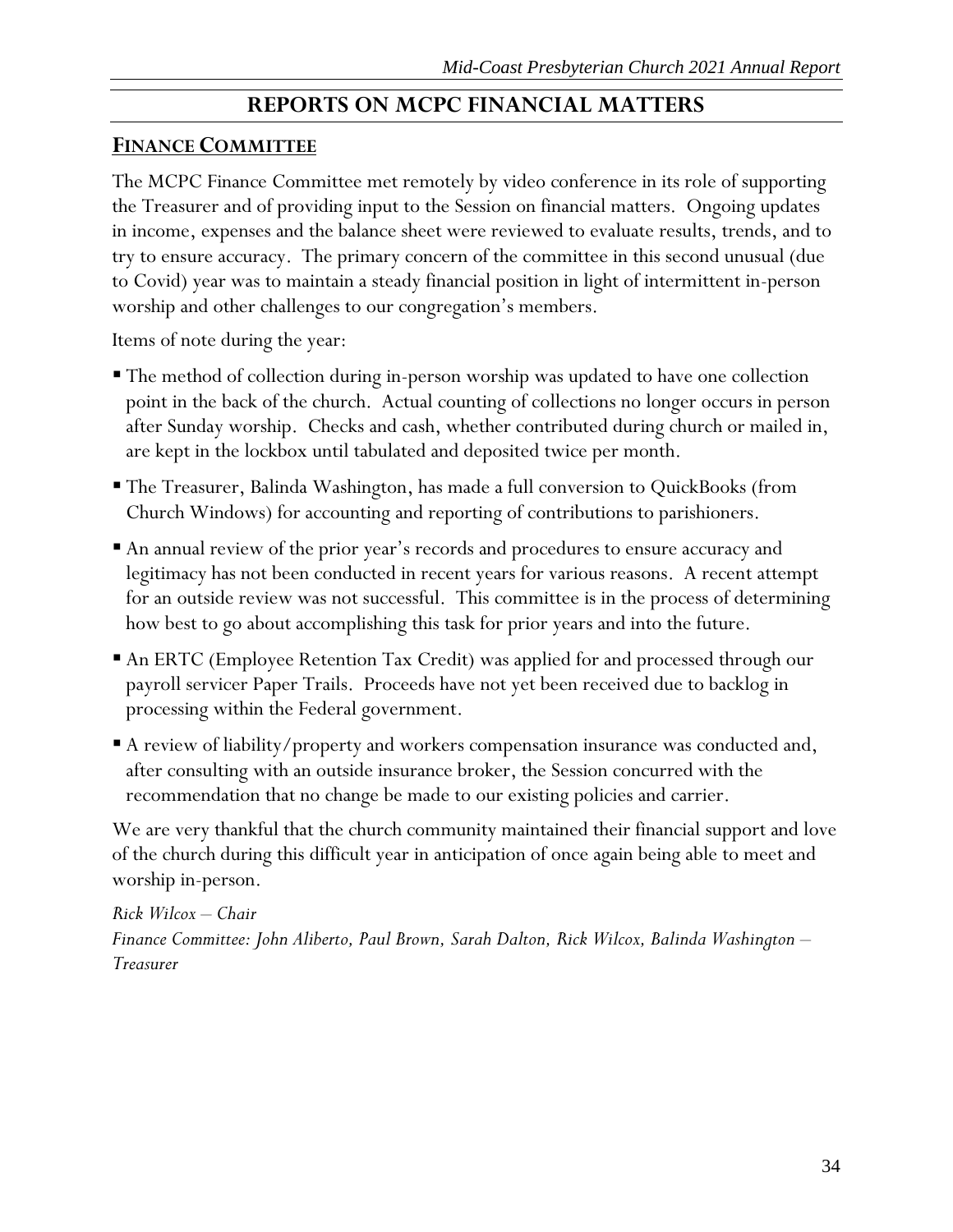# REPORTS ON MCPC FINANCIAL MATTERS

## FINANCE COMMITTEE

The MCPC Finance Committee met remotely by video conference in its role of supporting the Treasurer and of providing input to the Session on financial matters. Ongoing updates in income, expenses and the balance sheet were reviewed to evaluate results, trends, and to try to ensure accuracy. The primary concern of the committee in this second unusual (due to Covid) year was to maintain a steady financial position in light of intermittent in-person worship and other challenges to our congregation's members.

Items of note during the year:

- The method of collection during in-person worship was updated to have one collection point in the back of the church. Actual counting of collections no longer occurs in person after Sunday worship. Checks and cash, whether contributed during church or mailed in, are kept in the lockbox until tabulated and deposited twice per month.
- The Treasurer, Balinda Washington, has made a full conversion to QuickBooks (from Church Windows) for accounting and reporting of contributions to parishioners.
- An annual review of the prior year's records and procedures to ensure accuracy and legitimacy has not been conducted in recent years for various reasons. A recent attempt for an outside review was not successful. This committee is in the process of determining how best to go about accomplishing this task for prior years and into the future.
- An ERTC (Employee Retention Tax Credit) was applied for and processed through our payroll servicer Paper Trails. Proceeds have not yet been received due to backlog in processing within the Federal government.
- A review of liability/property and workers compensation insurance was conducted and, after consulting with an outside insurance broker, the Session concurred with the recommendation that no change be made to our existing policies and carrier.

We are very thankful that the church community maintained their financial support and love of the church during this difficult year in anticipation of once again being able to meet and worship in-person.

*Rick Wilcox – Chair*
*Finance Committee: John Aliberto, Paul Brown, Sarah Dalton, Rick Wilcox, Balinda Washington – Treasurer*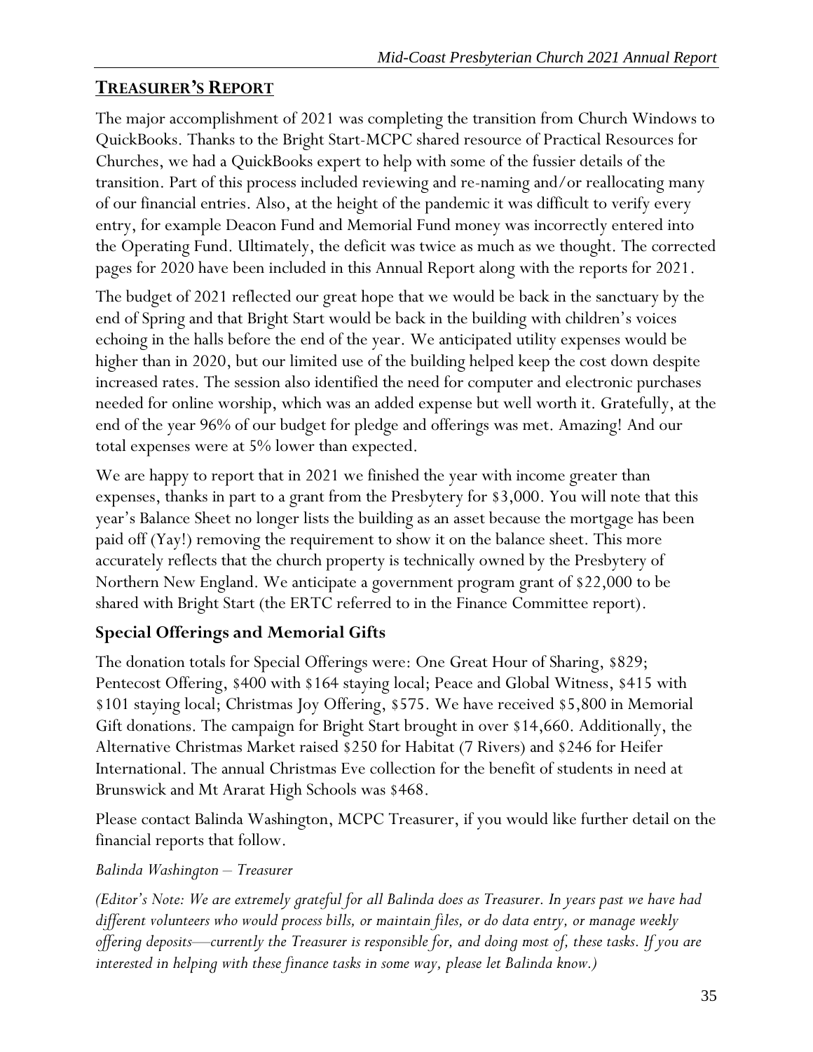## TREASURER'S REPORT

The major accomplishment of 2021 was completing the transition from Church Windows to QuickBooks. Thanks to the Bright Start-MCPC shared resource of Practical Resources for Churches, we had a QuickBooks expert to help with some of the fussier details of the transition. Part of this process included reviewing and re-naming and/or reallocating many of our financial entries. Also, at the height of the pandemic it was difficult to verify every entry, for example Deacon Fund and Memorial Fund money was incorrectly entered into the Operating Fund. Ultimately, the deficit was twice as much as we thought. The corrected pages for 2020 have been included in this Annual Report along with the reports for 2021.

The budget of 2021 reflected our great hope that we would be back in the sanctuary by the end of Spring and that Bright Start would be back in the building with children's voices echoing in the halls before the end of the year. We anticipated utility expenses would be higher than in 2020, but our limited use of the building helped keep the cost down despite increased rates. The session also identified the need for computer and electronic purchases needed for online worship, which was an added expense but well worth it. Gratefully, at the end of the year 96% of our budget for pledge and offerings was met. Amazing! And our total expenses were at 5% lower than expected.

We are happy to report that in 2021 we finished the year with income greater than expenses, thanks in part to a grant from the Presbytery for $3,000. You will note that this year's Balance Sheet no longer lists the building as an asset because the mortgage has been paid off (Yay!) removing the requirement to show it on the balance sheet. This more accurately reflects that the church property is technically owned by the Presbytery of Northern New England. We anticipate a government program grant of $22,000 to be shared with Bright Start (the ERTC referred to in the Finance Committee report).

### Special Offerings and Memorial Gifts

The donation totals for Special Offerings were: One Great Hour of Sharing, $829; Pentecost Offering, $400 with $164 staying local; Peace and Global Witness, $415 with $101 staying local; Christmas Joy Offering, $575. We have received $5,800 in Memorial Gift donations. The campaign for Bright Start brought in over $14,660. Additionally, the Alternative Christmas Market raised $250 for Habitat (7 Rivers) and $246 for Heifer International. The annual Christmas Eve collection for the benefit of students in need at Brunswick and Mt Ararat High Schools was $468.

Please contact Balinda Washington, MCPC Treasurer, if you would like further detail on the financial reports that follow.

*Balinda Washington – Treasurer*

*(Editor's Note: We are extremely grateful for all Balinda does as Treasurer. In years past we have had different volunteers who would process bills, or maintain files, or do data entry, or manage weekly offering deposits—currently the Treasurer is responsible for, and doing most of, these tasks. If you are interested in helping with these finance tasks in some way, please let Balinda know.)*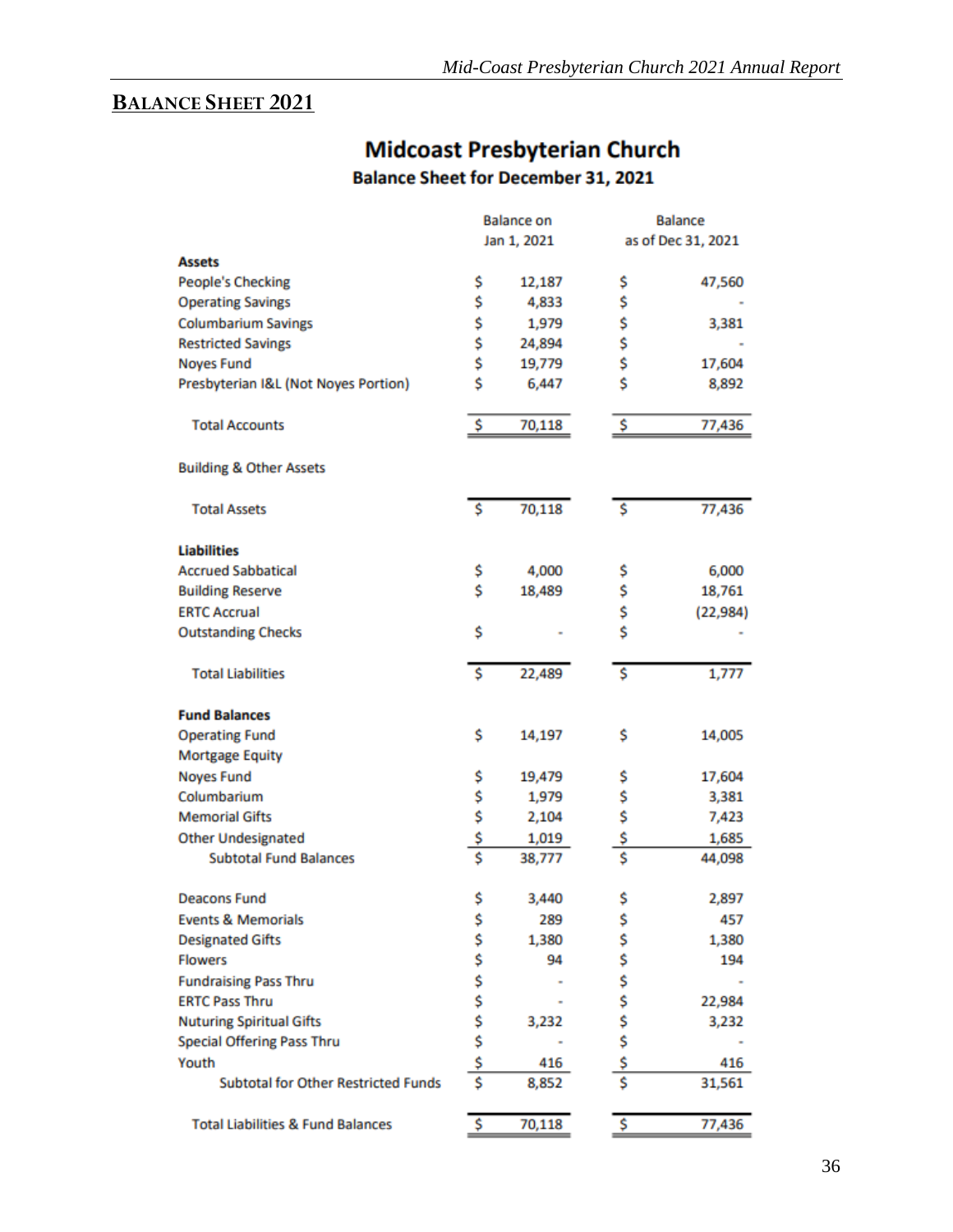## BALANCE SHEET 2021

# Midcoast Presbyterian Church

### Balance Sheet for December 31, 2021

| | Balance on Jan 1, 2021 | Balance as of Dec 31, 2021 |
|---|---|---|
| **Assets** | | |
| People's Checking | $ 12,187 | $ 47,560 |
| Operating Savings | $ 4,833 | $ - |
| Columbarium Savings | $ 1,979 | $ 3,381 |
| Restricted Savings | $ 24,894 | $ - |
| Noyes Fund | $ 19,779 | $ 17,604 |
| Presbyterian I&L (Not Noyes Portion) | $ 6,447 | $ 8,892 |
| Total Accounts | $ 70,118 | $ 77,436 |
| Building & Other Assets | | |
| Total Assets | $ 70,118 | $ 77,436 |
| **Liabilities** | | |
| Accrued Sabbatical | $ 4,000 | $ 6,000 |
| Building Reserve | $ 18,489 | $ 18,761 |
| ERTC Accrual | | $ (22,984) |
| Outstanding Checks | $ - | $ - |
| Total Liabilities | $ 22,489 | $ 1,777 |
| **Fund Balances** | | |
| Operating Fund | $ 14,197 | $ 14,005 |
| Mortgage Equity | | |
| Noyes Fund | $ 19,479 | $ 17,604 |
| Columbarium | $ 1,979 | $ 3,381 |
| Memorial Gifts | $ 2,104 | $ 7,423 |
| Other Undesignated | $ 1,019 | $ 1,685 |
| Subtotal Fund Balances | $ 38,777 | $ 44,098 |
| Deacons Fund | $ 3,440 | $ 2,897 |
| Events & Memorials | $ 289 | $ 457 |
| Designated Gifts | $ 1,380 | $ 1,380 |
| Flowers | $ 94 | $ 194 |
| Fundraising Pass Thru | $ - | $ - |
| ERTC Pass Thru | $ - | $ 22,984 |
| Nuturing Spiritual Gifts | $ 3,232 | $ 3,232 |
| Special Offering Pass Thru | $ - | $ - |
| Youth | $ 416 | $ 416 |
| Subtotal for Other Restricted Funds | $ 8,852 | $ 31,561 |
| Total Liabilities & Fund Balances | $ 70,118 | $ 77,436 |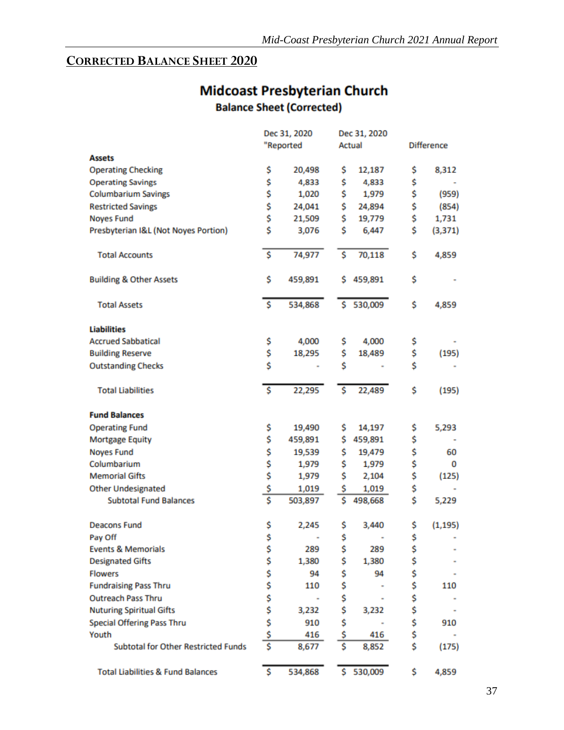## CORRECTED BALANCE SHEET 2020

### Midcoast Presbyterian Church

**Balance Sheet (Corrected)**

| | Dec 31, 2020 "Reported | Dec 31, 2020 Actual | Difference |
|---|---|---|---|
| **Assets** | | | |
| Operating Checking | $ 20,498 | $ 12,187 | $ 8,312 |
| Operating Savings | $ 4,833 | $ 4,833 | $ - |
| Columbarium Savings | $ 1,020 | $ 1,979 | $ (959) |
| Restricted Savings | $ 24,041 | $ 24,894 | $ (854) |
| Noyes Fund | $ 21,509 | $ 19,779 | $ 1,731 |
| Presbyterian I&L (Not Noyes Portion) | $ 3,076 | $ 6,447 | $ (3,371) |
| Total Accounts | $ 74,977 | $ 70,118 | $ 4,859 |
| Building & Other Assets | $ 459,891 | $ 459,891 | $ - |
| Total Assets | $ 534,868 | $ 530,009 | $ 4,859 |
| **Liabilities** | | | |
| Accrued Sabbatical | $ 4,000 | $ 4,000 | $ - |
| Building Reserve | $ 18,295 | $ 18,489 | $ (195) |
| Outstanding Checks | $ - | $ - | $ - |
| Total Liabilities | $ 22,295 | $ 22,489 | $ (195) |
| **Fund Balances** | | | |
| Operating Fund | $ 19,490 | $ 14,197 | $ 5,293 |
| Mortgage Equity | $ 459,891 | $ 459,891 | $ - |
| Noyes Fund | $ 19,539 | $ 19,479 | $ 60 |
| Columbarium | $ 1,979 | $ 1,979 | $ 0 |
| Memorial Gifts | $ 1,979 | $ 2,104 | $ (125) |
| Other Undesignated | $ 1,019 | $ 1,019 | $ - |
| Subtotal Fund Balances | $ 503,897 | $ 498,668 | $ 5,229 |
| Deacons Fund | $ 2,245 | $ 3,440 | $ (1,195) |
| Pay Off | $ - | $ - | $ - |
| Events & Memorials | $ 289 | $ 289 | $ - |
| Designated Gifts | $ 1,380 | $ 1,380 | $ - |
| Flowers | $ 94 | $ 94 | $ - |
| Fundraising Pass Thru | $ 110 | $ - | $ 110 |
| Outreach Pass Thru | $ - | $ - | $ - |
| Nuturing Spiritual Gifts | $ 3,232 | $ 3,232 | $ - |
| Special Offering Pass Thru | $ 910 | $ - | $ 910 |
| Youth | $ 416 | $ 416 | $ - |
| Subtotal for Other Restricted Funds | $ 8,677 | $ 8,852 | $ (175) |
| Total Liabilities & Fund Balances | $ 534,868 | $ 530,009 | $ 4,859 |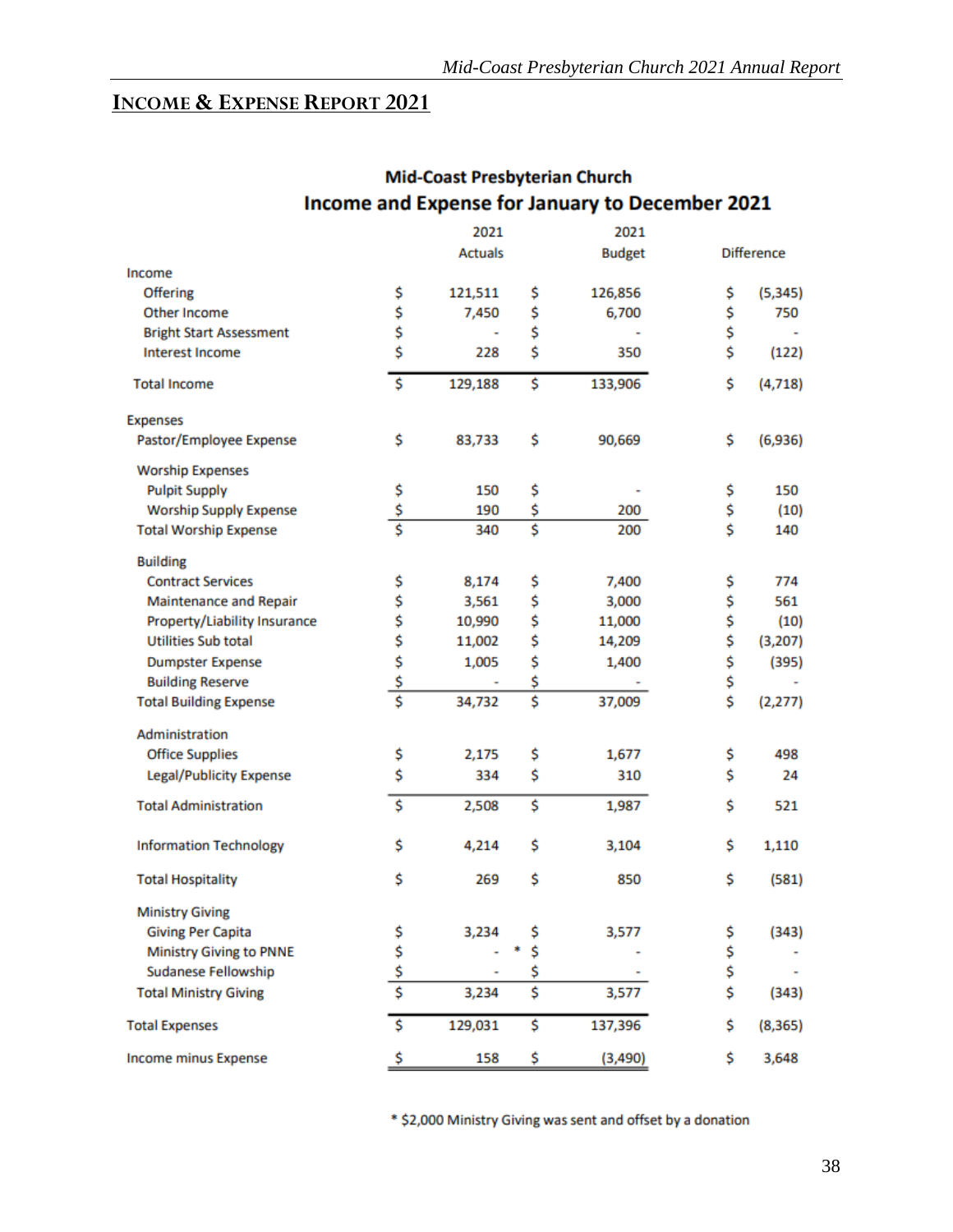## INCOME & EXPENSE REPORT 2021

**Mid-Coast Presbyterian Church**
**Income and Expense for January to December 2021**

| | 2021 Actuals | 2021 Budget | Difference |
|---|---|---|---|
| **Income** | | | |
| Offering | $ 121,511 | $ 126,856 | $ (5,345) |
| Other Income | $ 7,450 | $ 6,700 | $ 750 |
| Bright Start Assessment | $ - | $ - | $ - |
| Interest Income | $ 228 | $ 350 | $ (122) |
| Total Income | $ 129,188 | $ 133,906 | $ (4,718) |
| **Expenses** | | | |
| Pastor/Employee Expense | $ 83,733 | $ 90,669 | $ (6,936) |
| Worship Expenses | | | |
| Pulpit Supply | $ 150 | $ - | $ 150 |
| Worship Supply Expense | $ 190 | $ 200 | $ (10) |
| Total Worship Expense | $ 340 | $ 200 | $ 140 |
| Building | | | |
| Contract Services | $ 8,174 | $ 7,400 | $ 774 |
| Maintenance and Repair | $ 3,561 | $ 3,000 | $ 561 |
| Property/Liability Insurance | $ 10,990 | $ 11,000 | $ (10) |
| Utilities Sub total | $ 11,002 | $ 14,209 | $ (3,207) |
| Dumpster Expense | $ 1,005 | $ 1,400 | $ (395) |
| Building Reserve | $ - | $ - | $ - |
| Total Building Expense | $ 34,732 | $ 37,009 | $ (2,277) |
| Administration | | | |
| Office Supplies | $ 2,175 | $ 1,677 | $ 498 |
| Legal/Publicity Expense | $ 334 | $ 310 | $ 24 |
| Total Administration | $ 2,508 | $ 1,987 | $ 521 |
| Information Technology | $ 4,214 | $ 3,104 | $ 1,110 |
| Total Hospitality | $ 269 | $ 850 | $ (581) |
| Ministry Giving | | | |
| Giving Per Capita | $ 3,234 | $ 3,577 | $ (343) |
| Ministry Giving to PNNE | $ - * | $ - | $ - |
| Sudanese Fellowship | $ - | $ - | $ - |
| Total Ministry Giving | $ 3,234 | $ 3,577 | $ (343) |
| Total Expenses | $ 129,031 | $ 137,396 | $ (8,365) |
| Income minus Expense | $ 158 | $ (3,490) | $ 3,648 |

* $2,000 Ministry Giving was sent and offset by a donation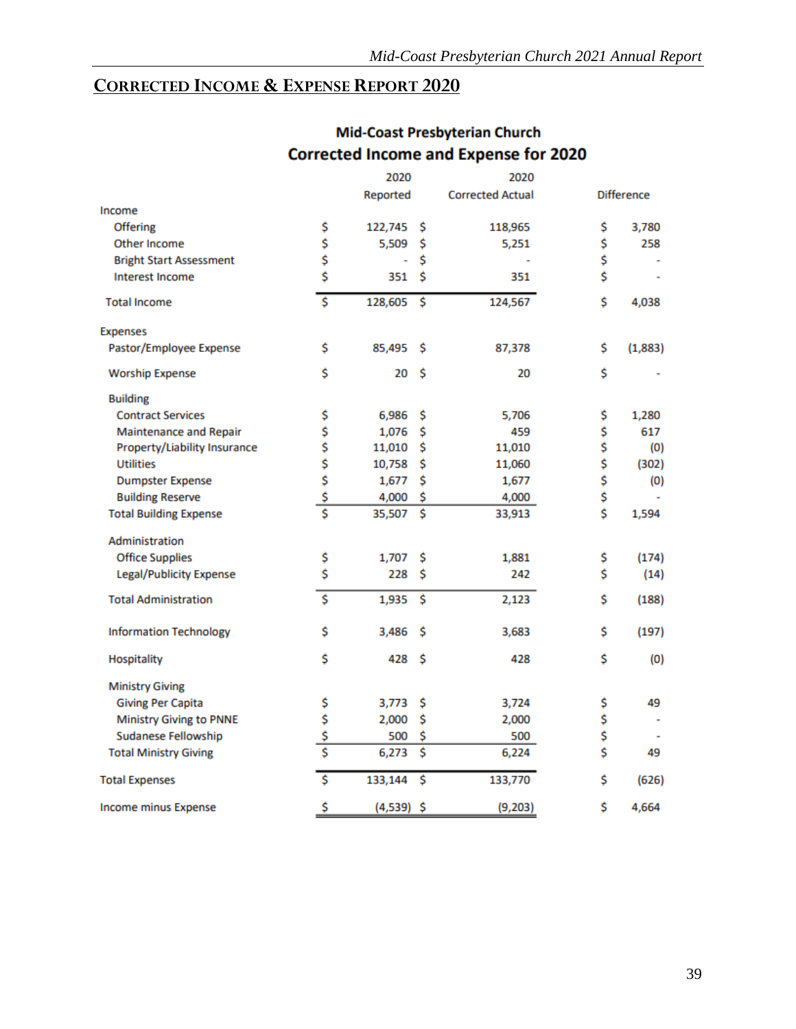## CORRECTED INCOME & EXPENSE REPORT 2020

### Mid-Coast Presbyterian Church
### Corrected Income and Expense for 2020

| | 2020 Reported | 2020 Corrected Actual | Difference |
|---|---|---|---|
| **Income** | | | |
| Offering | $ 122,745 | $ 118,965 | $ 3,780 |
| Other Income | $ 5,509 | $ 5,251 | $ 258 |
| Bright Start Assessment | $ - | $ - | $ - |
| Interest Income | $ 351 | $ 351 | $ - |
| Total Income | $ 128,605 | $ 124,567 | $ 4,038 |
| **Expenses** | | | |
| Pastor/Employee Expense | $ 85,495 | $ 87,378 | $ (1,883) |
| Worship Expense | $ 20 | $ 20 | $ - |
| Building | | | |
| Contract Services | $ 6,986 | $ 5,706 | $ 1,280 |
| Maintenance and Repair | $ 1,076 | $ 459 | $ 617 |
| Property/Liability Insurance | $ 11,010 | $ 11,010 | $ (0) |
| Utilities | $ 10,758 | $ 11,060 | $ (302) |
| Dumpster Expense | $ 1,677 | $ 1,677 | $ (0) |
| Building Reserve | $ 4,000 | $ 4,000 | $ - |
| Total Building Expense | $ 35,507 | $ 33,913 | $ 1,594 |
| Administration | | | |
| Office Supplies | $ 1,707 | $ 1,881 | $ (174) |
| Legal/Publicity Expense | $ 228 | $ 242 | $ (14) |
| Total Administration | $ 1,935 | $ 2,123 | $ (188) |
| Information Technology | $ 3,486 | $ 3,683 | $ (197) |
| Hospitality | $ 428 | $ 428 | $ (0) |
| Ministry Giving | | | |
| Giving Per Capita | $ 3,773 | $ 3,724 | $ 49 |
| Ministry Giving to PNNE | $ 2,000 | $ 2,000 | $ - |
| Sudanese Fellowship | $ 500 | $ 500 | $ - |
| Total Ministry Giving | $ 6,273 | $ 6,224 | $ 49 |
| Total Expenses | $ 133,144 | $ 133,770 | $ (626) |
| Income minus Expense | $ (4,539) | $ (9,203) | $ 4,664 |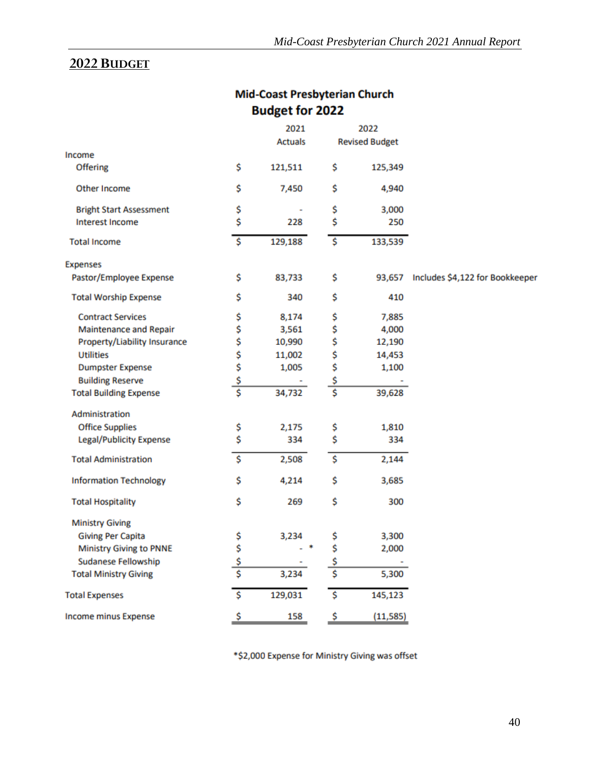## 2022 BUDGET

**Mid-Coast Presbyterian Church**
**Budget for 2022**

| | 2021 Actuals | 2022 Revised Budget | |
|---|---|---|---|
| Income | | | |
| Offering | $ 121,511 | $ 125,349 | |
| Other Income | $ 7,450 | $ 4,940 | |
| Bright Start Assessment | $ - | $ 3,000 | |
| Interest Income | $ 228 | $ 250 | |
| Total Income | $ 129,188 | $ 133,539 | |
| Expenses | | | |
| Pastor/Employee Expense | $ 83,733 | $ 93,657 | Includes $4,122 for Bookkeeper |
| Total Worship Expense | $ 340 | $ 410 | |
| Contract Services | $ 8,174 | $ 7,885 | |
| Maintenance and Repair | $ 3,561 | $ 4,000 | |
| Property/Liability Insurance | $ 10,990 | $ 12,190 | |
| Utilities | $ 11,002 | $ 14,453 | |
| Dumpster Expense | $ 1,005 | $ 1,100 | |
| Building Reserve | $ - | $ - | |
| Total Building Expense | $ 34,732 | $ 39,628 | |
| Administration | | | |
| Office Supplies | $ 2,175 | $ 1,810 | |
| Legal/Publicity Expense | $ 334 | $ 334 | |
| Total Administration | $ 2,508 | $ 2,144 | |
| Information Technology | $ 4,214 | $ 3,685 | |
| Total Hospitality | $ 269 | $ 300 | |
| Ministry Giving | | | |
| Giving Per Capita | $ 3,234 | $ 3,300 | |
| Ministry Giving to PNNE | $ - * | $ 2,000 | |
| Sudanese Fellowship | $ - | $ - | |
| Total Ministry Giving | $ 3,234 | $ 5,300 | |
| Total Expenses | $ 129,031 | $ 145,123 | |
| Income minus Expense | $ 158 | $ (11,585) | |

*$2,000 Expense for Ministry Giving was offset